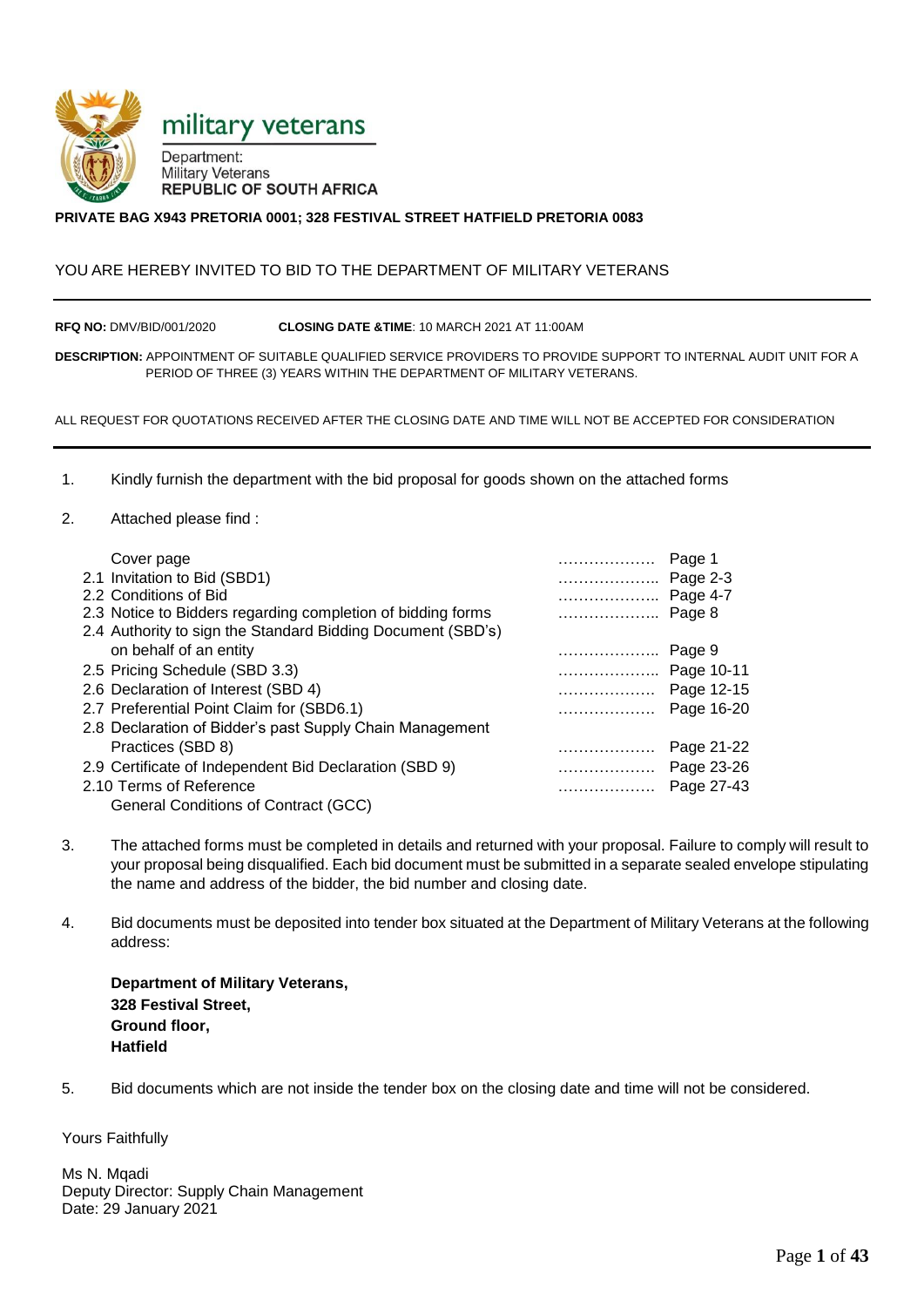military veterans

Department:
Military Veterans
REPUBLIC OF SOUTH AFRICA

**PRIVATE BAG X943 PRETORIA 0001; 328 FESTIVAL STREET HATFIELD PRETORIA 0083**

YOU ARE HEREBY INVITED TO BID TO THE DEPARTMENT OF MILITARY VETERANS

---

**RFQ NO:** DMV/BID/001/2020 **CLOSING DATE &TIME**: 10 MARCH 2021 AT 11:00AM

**DESCRIPTION:** APPOINTMENT OF SUITABLE QUALIFIED SERVICE PROVIDERS TO PROVIDE SUPPORT TO INTERNAL AUDIT UNIT FOR A PERIOD OF THREE (3) YEARS WITHIN THE DEPARTMENT OF MILITARY VETERANS.

ALL REQUEST FOR QUOTATIONS RECEIVED AFTER THE CLOSING DATE AND TIME WILL NOT BE ACCEPTED FOR CONSIDERATION

---

1. Kindly furnish the department with the bid proposal for goods shown on the attached forms

2. Attached please find :

| | |
|---|---|
| Cover page | ………………. Page 1 |
| 2.1 Invitation to Bid (SBD1) | ……………….. Page 2-3 |
| 2.2 Conditions of Bid | ……………….. Page 4-7 |
| 2.3 Notice to Bidders regarding completion of bidding forms | ……………….. Page 8 |
| 2.4 Authority to sign the Standard Bidding Document (SBD's) on behalf of an entity | ……………….. Page 9 |
| 2.5 Pricing Schedule (SBD 3.3) | ……………….. Page 10-11 |
| 2.6 Declaration of Interest (SBD 4) | ………………. Page 12-15 |
| 2.7 Preferential Point Claim for (SBD6.1) | ………………. Page 16-20 |
| 2.8 Declaration of Bidder's past Supply Chain Management Practices (SBD 8) | ………………. Page 21-22 |
| 2.9 Certificate of Independent Bid Declaration (SBD 9) | ………………. Page 23-26 |
| 2.10 Terms of Reference | ………………. Page 27-43 |
| General Conditions of Contract (GCC) | |

3. The attached forms must be completed in details and returned with your proposal. Failure to comply will result to your proposal being disqualified. Each bid document must be submitted in a separate sealed envelope stipulating the name and address of the bidder, the bid number and closing date.

4. Bid documents must be deposited into tender box situated at the Department of Military Veterans at the following address:

   **Department of Military Veterans,**
   **328 Festival Street,**
   **Ground floor,**
   **Hatfield**

5. Bid documents which are not inside the tender box on the closing date and time will not be considered.

Yours Faithfully

Ms N. Mqadi
Deputy Director: Supply Chain Management
Date: 29 January 2021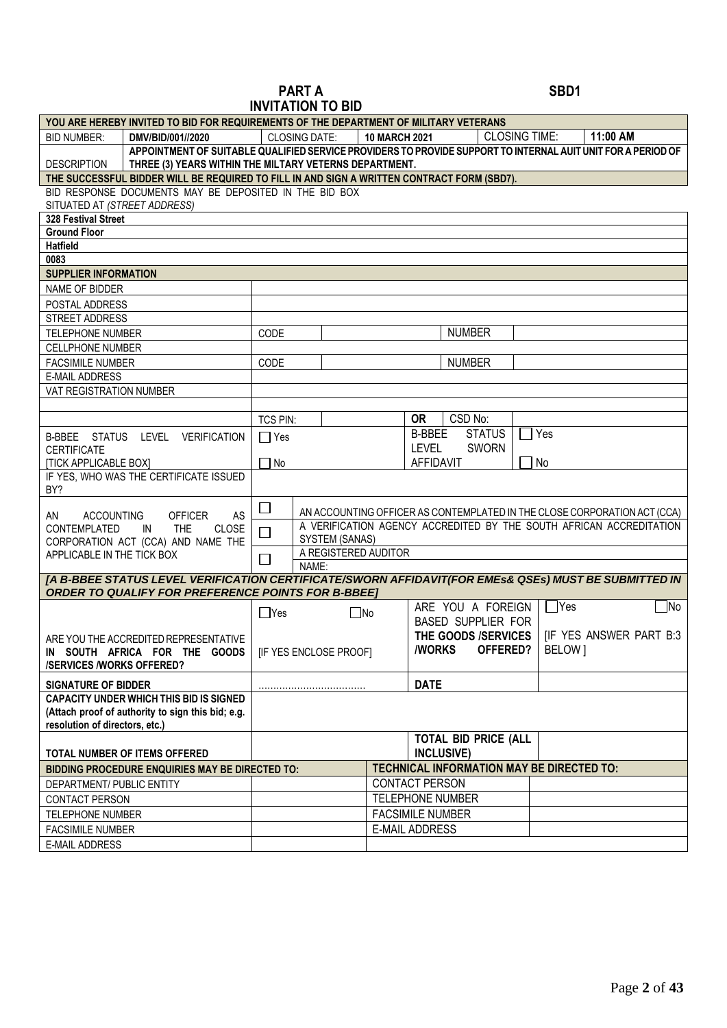# PART A
# INVITATION TO BID

**SBD1**

| YOU ARE HEREBY INVITED TO BID FOR REQUIREMENTS OF THE DEPARTMENT OF MILITARY VETERANS | | | | | |
|---|---|---|---|---|---|
| BID NUMBER: | DMV/BID/001//2020 | CLOSING DATE: | 10 MARCH 2021 | CLOSING TIME: | 11:00 AM |
| DESCRIPTION | APPOINTMENT OF SUITABLE QUALIFIED SERVICE PROVIDERS TO PROVIDE SUPPORT TO INTERNAL AUIT UNIT FOR A PERIOD OF THREE (3) YEARS WITHIN THE MILTARY VETERNS DEPARTMENT. | | | | |
| THE SUCCESSFUL BIDDER WILL BE REQUIRED TO FILL IN AND SIGN A WRITTEN CONTRACT FORM (SBD7). | | | | | |

BID RESPONSE DOCUMENTS MAY BE DEPOSITED IN THE BID BOX SITUATED AT *(STREET ADDRESS)*

**328 Festival Street**
**Ground Floor**
**Hatfield**
**0083**

| SUPPLIER INFORMATION | | | | |
|---|---|---|---|---|
| NAME OF BIDDER | | | | |
| POSTAL ADDRESS | | | | |
| STREET ADDRESS | | | | |
| TELEPHONE NUMBER | CODE | | NUMBER | |
| CELLPHONE NUMBER | | | | |
| FACSIMILE NUMBER | CODE | | NUMBER | |
| E-MAIL ADDRESS | | | | |
| VAT REGISTRATION NUMBER | | | | |
| | TCS PIN: | | OR CSD No: | |
| B-BBEE STATUS LEVEL VERIFICATION CERTIFICATE [TICK APPLICABLE BOX] | ☐ Yes ☐ No | | B-BBEE STATUS LEVEL SWORN AFFIDAVIT | ☐ Yes ☐ No |
| IF YES, WHO WAS THE CERTIFICATE ISSUED BY? | | | | |
| AN ACCOUNTING OFFICER AS CONTEMPLATED IN THE CLOSE CORPORATION ACT (CCA) AND NAME THE APPLICABLE IN THE TICK BOX | ☐ AN ACCOUNTING OFFICER AS CONTEMPLATED IN THE CLOSE CORPORATION ACT (CCA)<br>☐ A VERIFICATION AGENCY ACCREDITED BY THE SOUTH AFRICAN ACCREDITATION SYSTEM (SANAS)<br>☐ A REGISTERED AUDITOR<br>NAME: | | | |

***[A B-BBEE STATUS LEVEL VERIFICATION CERTIFICATE/SWORN AFFIDAVIT(FOR EMEs& QSEs) MUST BE SUBMITTED IN ORDER TO QUALIFY FOR PREFERENCE POINTS FOR B-BBEE]***

| | | | |
|---|---|---|---|
| ARE YOU THE ACCREDITED REPRESENTATIVE **IN SOUTH AFRICA FOR THE GOODS /SERVICES /WORKS OFFERED?** | ☐Yes ☐No<br>[IF YES ENCLOSE PROOF] | ARE YOU A FOREIGN BASED SUPPLIER FOR **THE GOODS /SERVICES /WORKS OFFERED?** | ☐Yes ☐No<br>[IF YES ANSWER PART B:3 BELOW ] |
| **SIGNATURE OF BIDDER** | ................................... | **DATE** | |
| **CAPACITY UNDER WHICH THIS BID IS SIGNED (Attach proof of authority to sign this bid; e.g. resolution of directors, etc.)** | | | |
| **TOTAL NUMBER OF ITEMS OFFERED** | | **TOTAL BID PRICE (ALL INCLUSIVE)** | |

| BIDDING PROCEDURE ENQUIRIES MAY BE DIRECTED TO: | | TECHNICAL INFORMATION MAY BE DIRECTED TO: | |
|---|---|---|---|
| DEPARTMENT/ PUBLIC ENTITY | | CONTACT PERSON | |
| CONTACT PERSON | | TELEPHONE NUMBER | |
| TELEPHONE NUMBER | | FACSIMILE NUMBER | |
| FACSIMILE NUMBER | | E-MAIL ADDRESS | |
| E-MAIL ADDRESS | | | |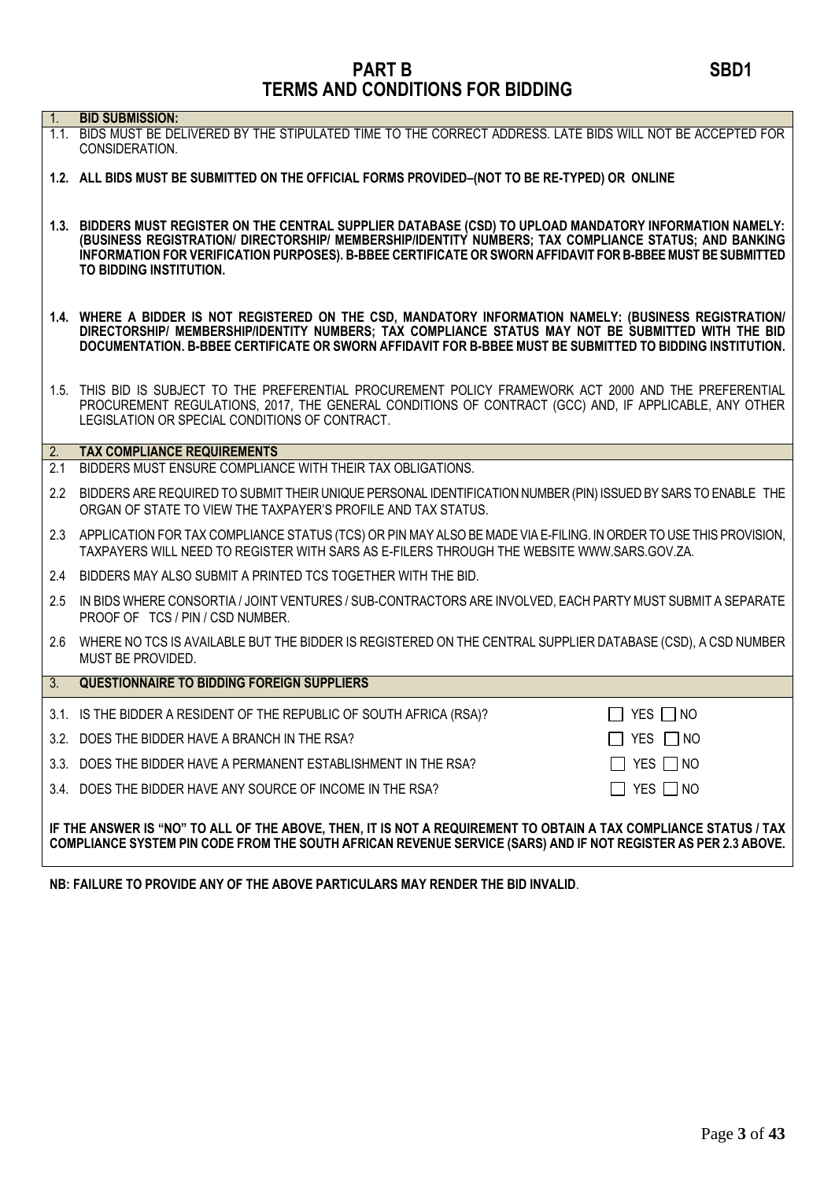# PART B
# TERMS AND CONDITIONS FOR BIDDING

**SBD1**

**1. BID SUBMISSION:**

1.1. BIDS MUST BE DELIVERED BY THE STIPULATED TIME TO THE CORRECT ADDRESS. LATE BIDS WILL NOT BE ACCEPTED FOR CONSIDERATION.

**1.2. ALL BIDS MUST BE SUBMITTED ON THE OFFICIAL FORMS PROVIDED–(NOT TO BE RE-TYPED) OR ONLINE**

**1.3. BIDDERS MUST REGISTER ON THE CENTRAL SUPPLIER DATABASE (CSD) TO UPLOAD MANDATORY INFORMATION NAMELY: (BUSINESS REGISTRATION/ DIRECTORSHIP/ MEMBERSHIP/IDENTITY NUMBERS; TAX COMPLIANCE STATUS; AND BANKING INFORMATION FOR VERIFICATION PURPOSES). B-BBEE CERTIFICATE OR SWORN AFFIDAVIT FOR B-BBEE MUST BE SUBMITTED TO BIDDING INSTITUTION.**

**1.4. WHERE A BIDDER IS NOT REGISTERED ON THE CSD, MANDATORY INFORMATION NAMELY: (BUSINESS REGISTRATION/ DIRECTORSHIP/ MEMBERSHIP/IDENTITY NUMBERS; TAX COMPLIANCE STATUS MAY NOT BE SUBMITTED WITH THE BID DOCUMENTATION. B-BBEE CERTIFICATE OR SWORN AFFIDAVIT FOR B-BBEE MUST BE SUBMITTED TO BIDDING INSTITUTION.**

1.5. THIS BID IS SUBJECT TO THE PREFERENTIAL PROCUREMENT POLICY FRAMEWORK ACT 2000 AND THE PREFERENTIAL PROCUREMENT REGULATIONS, 2017, THE GENERAL CONDITIONS OF CONTRACT (GCC) AND, IF APPLICABLE, ANY OTHER LEGISLATION OR SPECIAL CONDITIONS OF CONTRACT.

**2. TAX COMPLIANCE REQUIREMENTS**

2.1 BIDDERS MUST ENSURE COMPLIANCE WITH THEIR TAX OBLIGATIONS.

2.2 BIDDERS ARE REQUIRED TO SUBMIT THEIR UNIQUE PERSONAL IDENTIFICATION NUMBER (PIN) ISSUED BY SARS TO ENABLE THE ORGAN OF STATE TO VIEW THE TAXPAYER'S PROFILE AND TAX STATUS.

2.3 APPLICATION FOR TAX COMPLIANCE STATUS (TCS) OR PIN MAY ALSO BE MADE VIA E-FILING. IN ORDER TO USE THIS PROVISION, TAXPAYERS WILL NEED TO REGISTER WITH SARS AS E-FILERS THROUGH THE WEBSITE WWW.SARS.GOV.ZA.

2.4 BIDDERS MAY ALSO SUBMIT A PRINTED TCS TOGETHER WITH THE BID.

2.5 IN BIDS WHERE CONSORTIA / JOINT VENTURES / SUB-CONTRACTORS ARE INVOLVED, EACH PARTY MUST SUBMIT A SEPARATE PROOF OF TCS / PIN / CSD NUMBER.

2.6 WHERE NO TCS IS AVAILABLE BUT THE BIDDER IS REGISTERED ON THE CENTRAL SUPPLIER DATABASE (CSD), A CSD NUMBER MUST BE PROVIDED.

**3. QUESTIONNAIRE TO BIDDING FOREIGN SUPPLIERS**

| | |
|---|---|
| 3.1. IS THE BIDDER A RESIDENT OF THE REPUBLIC OF SOUTH AFRICA (RSA)? | ☐ YES ☐ NO |
| 3.2. DOES THE BIDDER HAVE A BRANCH IN THE RSA? | ☐ YES ☐ NO |
| 3.3. DOES THE BIDDER HAVE A PERMANENT ESTABLISHMENT IN THE RSA? | ☐ YES ☐ NO |
| 3.4. DOES THE BIDDER HAVE ANY SOURCE OF INCOME IN THE RSA? | ☐ YES ☐ NO |

**IF THE ANSWER IS "NO" TO ALL OF THE ABOVE, THEN, IT IS NOT A REQUIREMENT TO OBTAIN A TAX COMPLIANCE STATUS / TAX COMPLIANCE SYSTEM PIN CODE FROM THE SOUTH AFRICAN REVENUE SERVICE (SARS) AND IF NOT REGISTER AS PER 2.3 ABOVE.**

**NB: FAILURE TO PROVIDE ANY OF THE ABOVE PARTICULARS MAY RENDER THE BID INVALID**.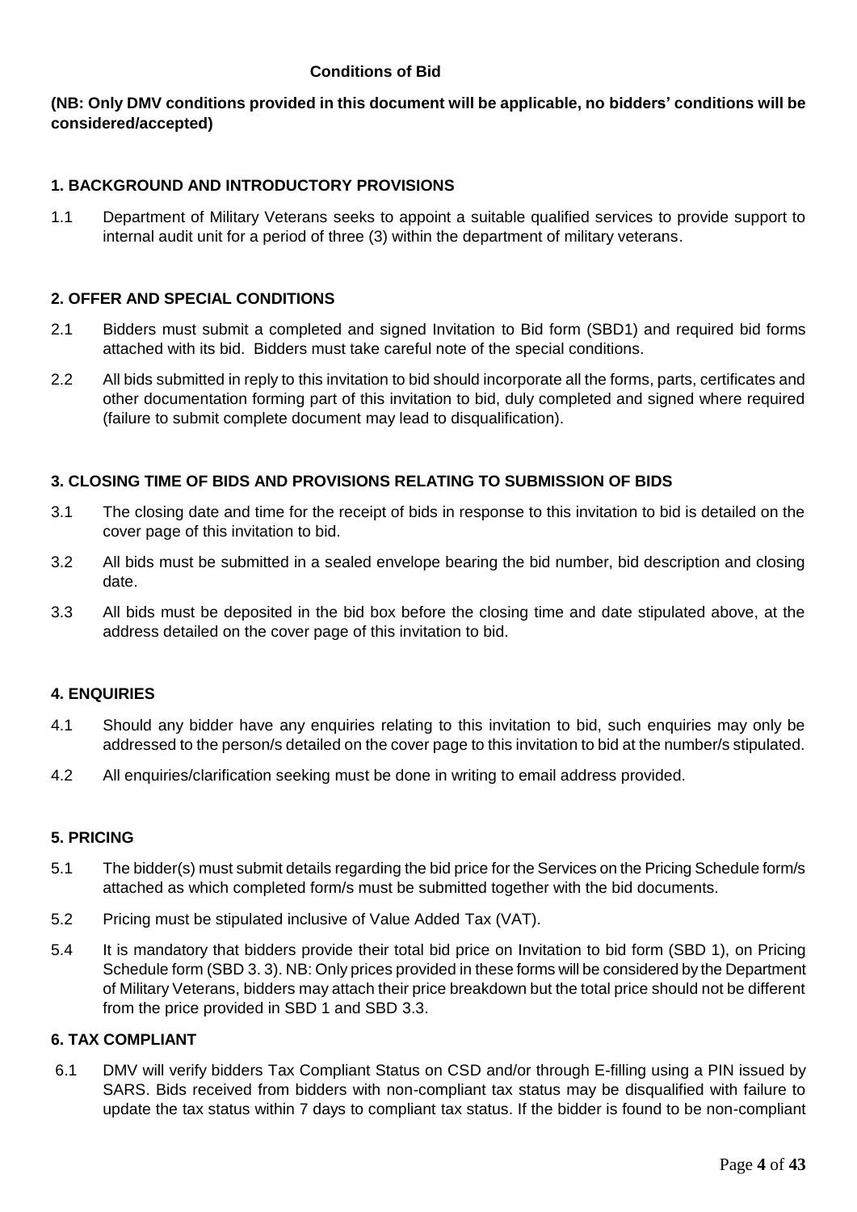**Conditions of Bid**

**(NB: Only DMV conditions provided in this document will be applicable, no bidders' conditions will be considered/accepted)**

## 1. BACKGROUND AND INTRODUCTORY PROVISIONS

1.1 Department of Military Veterans seeks to appoint a suitable qualified services to provide support to internal audit unit for a period of three (3) within the department of military veterans.

## 2. OFFER AND SPECIAL CONDITIONS

2.1 Bidders must submit a completed and signed Invitation to Bid form (SBD1) and required bid forms attached with its bid. Bidders must take careful note of the special conditions.

2.2 All bids submitted in reply to this invitation to bid should incorporate all the forms, parts, certificates and other documentation forming part of this invitation to bid, duly completed and signed where required (failure to submit complete document may lead to disqualification).

## 3. CLOSING TIME OF BIDS AND PROVISIONS RELATING TO SUBMISSION OF BIDS

3.1 The closing date and time for the receipt of bids in response to this invitation to bid is detailed on the cover page of this invitation to bid.

3.2 All bids must be submitted in a sealed envelope bearing the bid number, bid description and closing date.

3.3 All bids must be deposited in the bid box before the closing time and date stipulated above, at the address detailed on the cover page of this invitation to bid.

## 4. ENQUIRIES

4.1 Should any bidder have any enquiries relating to this invitation to bid, such enquiries may only be addressed to the person/s detailed on the cover page to this invitation to bid at the number/s stipulated.

4.2 All enquiries/clarification seeking must be done in writing to email address provided.

## 5. PRICING

5.1 The bidder(s) must submit details regarding the bid price for the Services on the Pricing Schedule form/s attached as which completed form/s must be submitted together with the bid documents.

5.2 Pricing must be stipulated inclusive of Value Added Tax (VAT).

5.4 It is mandatory that bidders provide their total bid price on Invitation to bid form (SBD 1), on Pricing Schedule form (SBD 3. 3). NB: Only prices provided in these forms will be considered by the Department of Military Veterans, bidders may attach their price breakdown but the total price should not be different from the price provided in SBD 1 and SBD 3.3.

## 6. TAX COMPLIANT

6.1 DMV will verify bidders Tax Compliant Status on CSD and/or through E-filling using a PIN issued by SARS. Bids received from bidders with non-compliant tax status may be disqualified with failure to update the tax status within 7 days to compliant tax status. If the bidder is found to be non-compliant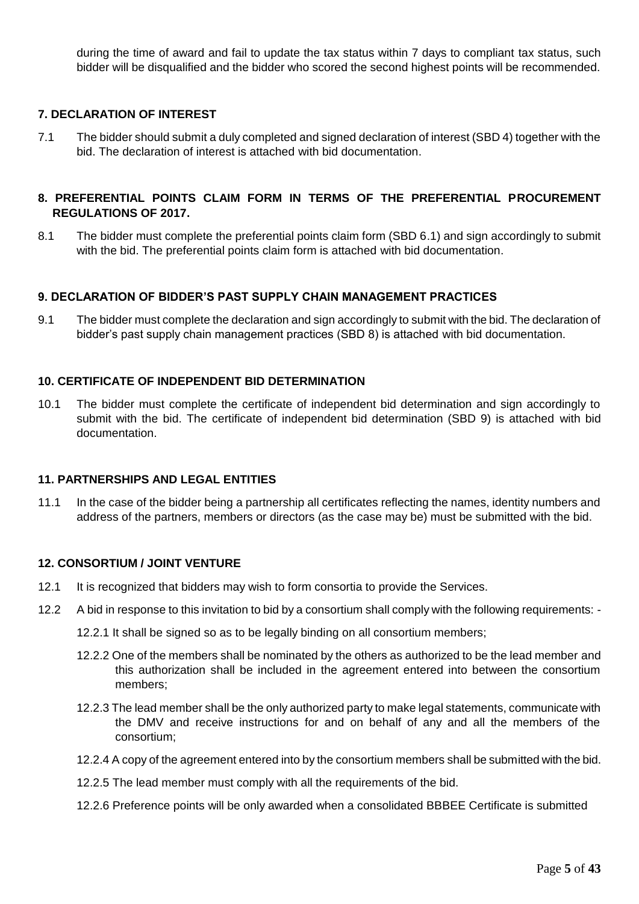during the time of award and fail to update the tax status within 7 days to compliant tax status, such bidder will be disqualified and the bidder who scored the second highest points will be recommended.

## 7. DECLARATION OF INTEREST

7.1 The bidder should submit a duly completed and signed declaration of interest (SBD 4) together with the bid. The declaration of interest is attached with bid documentation.

## 8. PREFERENTIAL POINTS CLAIM FORM IN TERMS OF THE PREFERENTIAL PROCUREMENT REGULATIONS OF 2017.

8.1 The bidder must complete the preferential points claim form (SBD 6.1) and sign accordingly to submit with the bid. The preferential points claim form is attached with bid documentation.

## 9. DECLARATION OF BIDDER'S PAST SUPPLY CHAIN MANAGEMENT PRACTICES

9.1 The bidder must complete the declaration and sign accordingly to submit with the bid. The declaration of bidder's past supply chain management practices (SBD 8) is attached with bid documentation.

## 10. CERTIFICATE OF INDEPENDENT BID DETERMINATION

10.1 The bidder must complete the certificate of independent bid determination and sign accordingly to submit with the bid. The certificate of independent bid determination (SBD 9) is attached with bid documentation.

## 11. PARTNERSHIPS AND LEGAL ENTITIES

11.1 In the case of the bidder being a partnership all certificates reflecting the names, identity numbers and address of the partners, members or directors (as the case may be) must be submitted with the bid.

## 12. CONSORTIUM / JOINT VENTURE

12.1 It is recognized that bidders may wish to form consortia to provide the Services.

12.2 A bid in response to this invitation to bid by a consortium shall comply with the following requirements: -

- 12.2.1 It shall be signed so as to be legally binding on all consortium members;
- 12.2.2 One of the members shall be nominated by the others as authorized to be the lead member and this authorization shall be included in the agreement entered into between the consortium members;
- 12.2.3 The lead member shall be the only authorized party to make legal statements, communicate with the DMV and receive instructions for and on behalf of any and all the members of the consortium;
- 12.2.4 A copy of the agreement entered into by the consortium members shall be submitted with the bid.
- 12.2.5 The lead member must comply with all the requirements of the bid.
- 12.2.6 Preference points will be only awarded when a consolidated BBBEE Certificate is submitted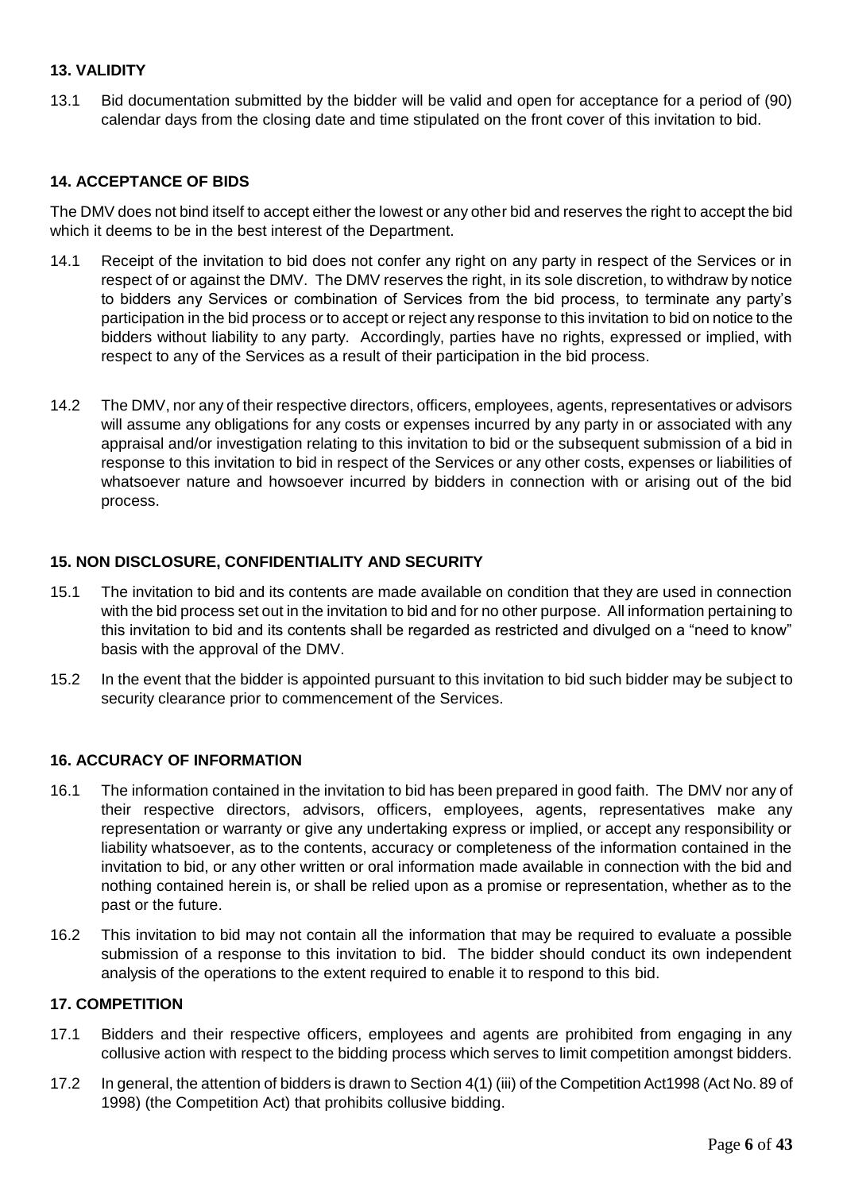### 13. VALIDITY

13.1 Bid documentation submitted by the bidder will be valid and open for acceptance for a period of (90) calendar days from the closing date and time stipulated on the front cover of this invitation to bid.

### 14. ACCEPTANCE OF BIDS

The DMV does not bind itself to accept either the lowest or any other bid and reserves the right to accept the bid which it deems to be in the best interest of the Department.

14.1 Receipt of the invitation to bid does not confer any right on any party in respect of the Services or in respect of or against the DMV. The DMV reserves the right, in its sole discretion, to withdraw by notice to bidders any Services or combination of Services from the bid process, to terminate any party's participation in the bid process or to accept or reject any response to this invitation to bid on notice to the bidders without liability to any party. Accordingly, parties have no rights, expressed or implied, with respect to any of the Services as a result of their participation in the bid process.

14.2 The DMV, nor any of their respective directors, officers, employees, agents, representatives or advisors will assume any obligations for any costs or expenses incurred by any party in or associated with any appraisal and/or investigation relating to this invitation to bid or the subsequent submission of a bid in response to this invitation to bid in respect of the Services or any other costs, expenses or liabilities of whatsoever nature and howsoever incurred by bidders in connection with or arising out of the bid process.

### 15. NON DISCLOSURE, CONFIDENTIALITY AND SECURITY

15.1 The invitation to bid and its contents are made available on condition that they are used in connection with the bid process set out in the invitation to bid and for no other purpose. All information pertaining to this invitation to bid and its contents shall be regarded as restricted and divulged on a "need to know" basis with the approval of the DMV.

15.2 In the event that the bidder is appointed pursuant to this invitation to bid such bidder may be subject to security clearance prior to commencement of the Services.

### 16. ACCURACY OF INFORMATION

16.1 The information contained in the invitation to bid has been prepared in good faith. The DMV nor any of their respective directors, advisors, officers, employees, agents, representatives make any representation or warranty or give any undertaking express or implied, or accept any responsibility or liability whatsoever, as to the contents, accuracy or completeness of the information contained in the invitation to bid, or any other written or oral information made available in connection with the bid and nothing contained herein is, or shall be relied upon as a promise or representation, whether as to the past or the future.

16.2 This invitation to bid may not contain all the information that may be required to evaluate a possible submission of a response to this invitation to bid. The bidder should conduct its own independent analysis of the operations to the extent required to enable it to respond to this bid.

### 17. COMPETITION

17.1 Bidders and their respective officers, employees and agents are prohibited from engaging in any collusive action with respect to the bidding process which serves to limit competition amongst bidders.

17.2 In general, the attention of bidders is drawn to Section 4(1) (iii) of the Competition Act1998 (Act No. 89 of 1998) (the Competition Act) that prohibits collusive bidding.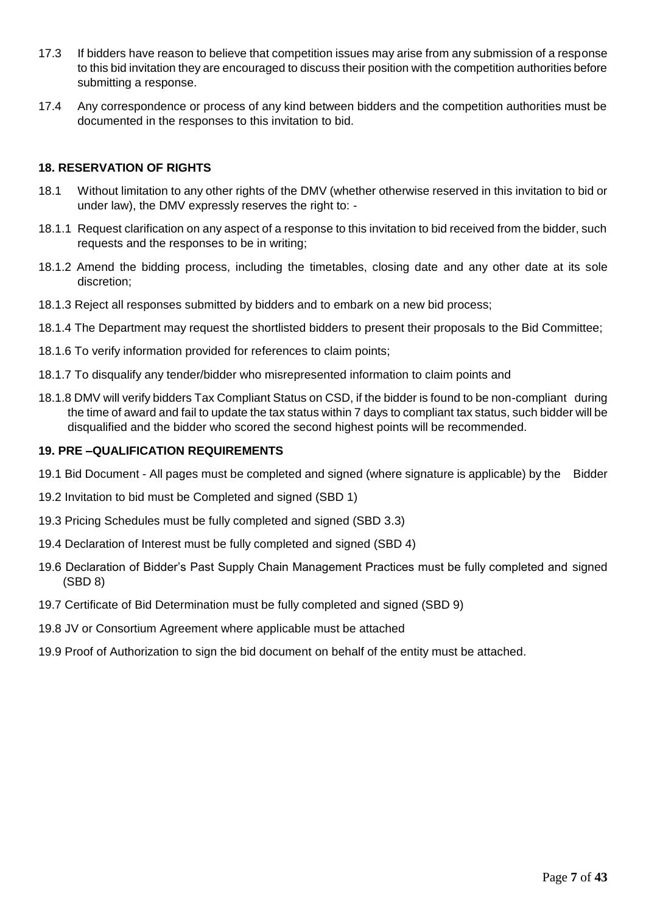17.3 If bidders have reason to believe that competition issues may arise from any submission of a response to this bid invitation they are encouraged to discuss their position with the competition authorities before submitting a response.

17.4 Any correspondence or process of any kind between bidders and the competition authorities must be documented in the responses to this invitation to bid.

## 18. RESERVATION OF RIGHTS

18.1 Without limitation to any other rights of the DMV (whether otherwise reserved in this invitation to bid or under law), the DMV expressly reserves the right to: -

18.1.1 Request clarification on any aspect of a response to this invitation to bid received from the bidder, such requests and the responses to be in writing;

18.1.2 Amend the bidding process, including the timetables, closing date and any other date at its sole discretion;

18.1.3 Reject all responses submitted by bidders and to embark on a new bid process;

18.1.4 The Department may request the shortlisted bidders to present their proposals to the Bid Committee;

18.1.6 To verify information provided for references to claim points;

18.1.7 To disqualify any tender/bidder who misrepresented information to claim points and

18.1.8 DMV will verify bidders Tax Compliant Status on CSD, if the bidder is found to be non-compliant during the time of award and fail to update the tax status within 7 days to compliant tax status, such bidder will be disqualified and the bidder who scored the second highest points will be recommended.

## 19. PRE –QUALIFICATION REQUIREMENTS

19.1 Bid Document - All pages must be completed and signed (where signature is applicable) by the Bidder

19.2 Invitation to bid must be Completed and signed (SBD 1)

19.3 Pricing Schedules must be fully completed and signed (SBD 3.3)

19.4 Declaration of Interest must be fully completed and signed (SBD 4)

19.6 Declaration of Bidder's Past Supply Chain Management Practices must be fully completed and signed (SBD 8)

19.7 Certificate of Bid Determination must be fully completed and signed (SBD 9)

19.8 JV or Consortium Agreement where applicable must be attached

19.9 Proof of Authorization to sign the bid document on behalf of the entity must be attached.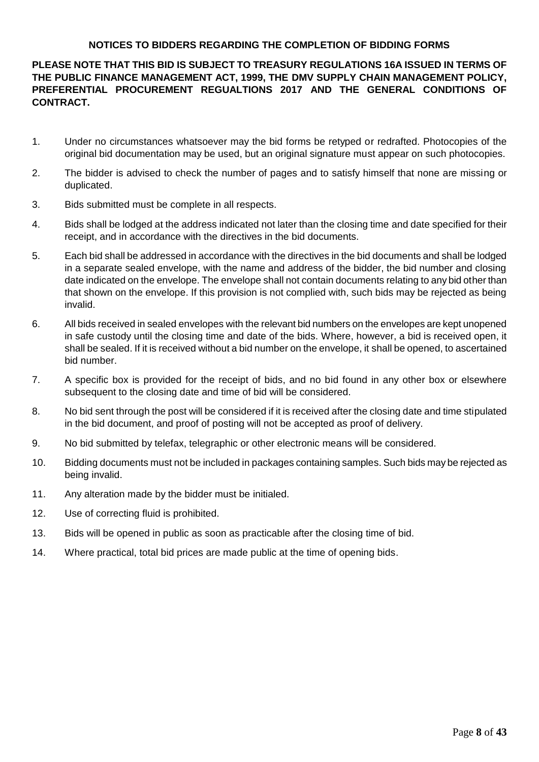**NOTICES TO BIDDERS REGARDING THE COMPLETION OF BIDDING FORMS**

**PLEASE NOTE THAT THIS BID IS SUBJECT TO TREASURY REGULATIONS 16A ISSUED IN TERMS OF THE PUBLIC FINANCE MANAGEMENT ACT, 1999, THE DMV SUPPLY CHAIN MANAGEMENT POLICY, PREFERENTIAL PROCUREMENT REGUALTIONS 2017 AND THE GENERAL CONDITIONS OF CONTRACT.**

1. Under no circumstances whatsoever may the bid forms be retyped or redrafted. Photocopies of the original bid documentation may be used, but an original signature must appear on such photocopies.
2. The bidder is advised to check the number of pages and to satisfy himself that none are missing or duplicated.
3. Bids submitted must be complete in all respects.
4. Bids shall be lodged at the address indicated not later than the closing time and date specified for their receipt, and in accordance with the directives in the bid documents.
5. Each bid shall be addressed in accordance with the directives in the bid documents and shall be lodged in a separate sealed envelope, with the name and address of the bidder, the bid number and closing date indicated on the envelope. The envelope shall not contain documents relating to any bid other than that shown on the envelope. If this provision is not complied with, such bids may be rejected as being invalid.
6. All bids received in sealed envelopes with the relevant bid numbers on the envelopes are kept unopened in safe custody until the closing time and date of the bids. Where, however, a bid is received open, it shall be sealed. If it is received without a bid number on the envelope, it shall be opened, to ascertained bid number.
7. A specific box is provided for the receipt of bids, and no bid found in any other box or elsewhere subsequent to the closing date and time of bid will be considered.
8. No bid sent through the post will be considered if it is received after the closing date and time stipulated in the bid document, and proof of posting will not be accepted as proof of delivery.
9. No bid submitted by telefax, telegraphic or other electronic means will be considered.
10. Bidding documents must not be included in packages containing samples. Such bids may be rejected as being invalid.
11. Any alteration made by the bidder must be initialed.
12. Use of correcting fluid is prohibited.
13. Bids will be opened in public as soon as practicable after the closing time of bid.
14. Where practical, total bid prices are made public at the time of opening bids.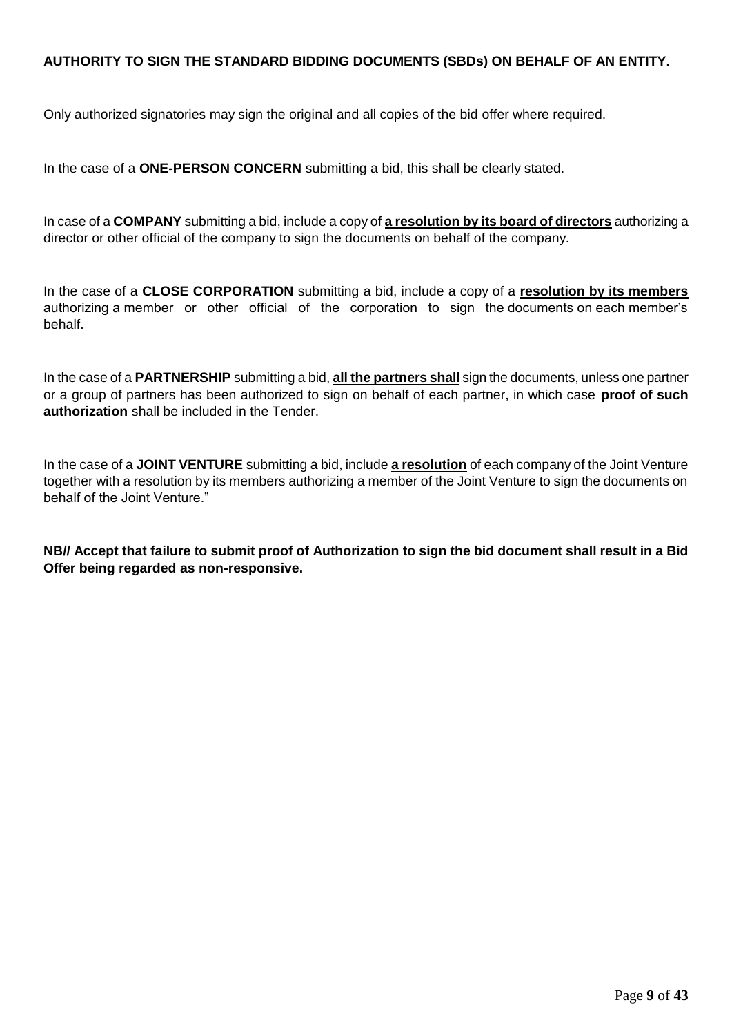**AUTHORITY TO SIGN THE STANDARD BIDDING DOCUMENTS (SBDs) ON BEHALF OF AN ENTITY.**

Only authorized signatories may sign the original and all copies of the bid offer where required.

In the case of a **ONE-PERSON CONCERN** submitting a bid, this shall be clearly stated.

In case of a **COMPANY** submitting a bid, include a copy of **a resolution by its board of directors** authorizing a director or other official of the company to sign the documents on behalf of the company.

In the case of a **CLOSE CORPORATION** submitting a bid, include a copy of a **resolution by its members** authorizing a member or other official of the corporation to sign the documents on each member's behalf.

In the case of a **PARTNERSHIP** submitting a bid, **all the partners shall** sign the documents, unless one partner or a group of partners has been authorized to sign on behalf of each partner, in which case **proof of such authorization** shall be included in the Tender.

In the case of a **JOINT VENTURE** submitting a bid, include **a resolution** of each company of the Joint Venture together with a resolution by its members authorizing a member of the Joint Venture to sign the documents on behalf of the Joint Venture."

**NB// Accept that failure to submit proof of Authorization to sign the bid document shall result in a Bid Offer being regarded as non-responsive.**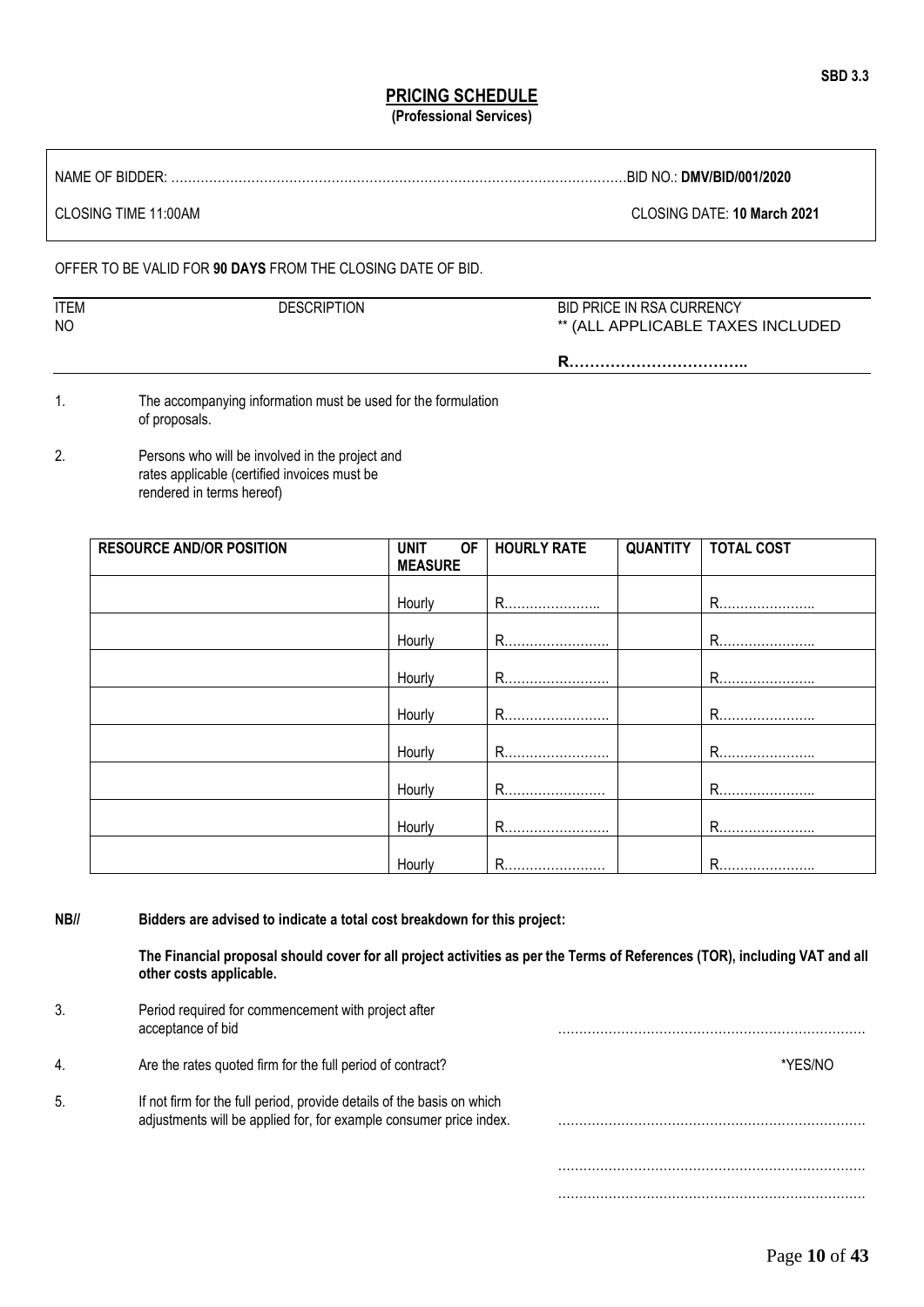SBD 3.3

# PRICING SCHEDULE
**(Professional Services)**

NAME OF BIDDER: ……………………………………………………………………………………………BID NO.: **DMV/BID/001/2020**

CLOSING TIME 11:00AM CLOSING DATE: **10 March 2021**

OFFER TO BE VALID FOR **90 DAYS** FROM THE CLOSING DATE OF BID.

| ITEM NO | DESCRIPTION | BID PRICE IN RSA CURRENCY ** (ALL APPLICABLE TAXES INCLUDED |
|---|---|---|
| | | **R……………………………..** |

1. The accompanying information must be used for the formulation of proposals.

2. Persons who will be involved in the project and rates applicable (certified invoices must be rendered in terms hereof)

| RESOURCE AND/OR POSITION | UNIT OF MEASURE | HOURLY RATE | QUANTITY | TOTAL COST |
|---|---|---|---|---|
| | Hourly | R………………….. | | R………………….. |
| | Hourly | R……………………. | | R………………….. |
| | Hourly | R……………………. | | R………………….. |
| | Hourly | R……………………. | | R………………….. |
| | Hourly | R……………………. | | R………………….. |
| | Hourly | R…………………… | | R………………….. |
| | Hourly | R……………………. | | R………………….. |
| | Hourly | R…………………… | | R………………….. |

**NB//** **Bidders are advised to indicate a total cost breakdown for this project:**

**The Financial proposal should cover for all project activities as per the Terms of References (TOR), including VAT and all other costs applicable.**

3. Period required for commencement with project after acceptance of bid ………………………………………………………………

4. Are the rates quoted firm for the full period of contract? *YES/NO

5. If not firm for the full period, provide details of the basis on which adjustments will be applied for, for example consumer price index. ………………………………………………………………

………………………………………………………………

………………………………………………………………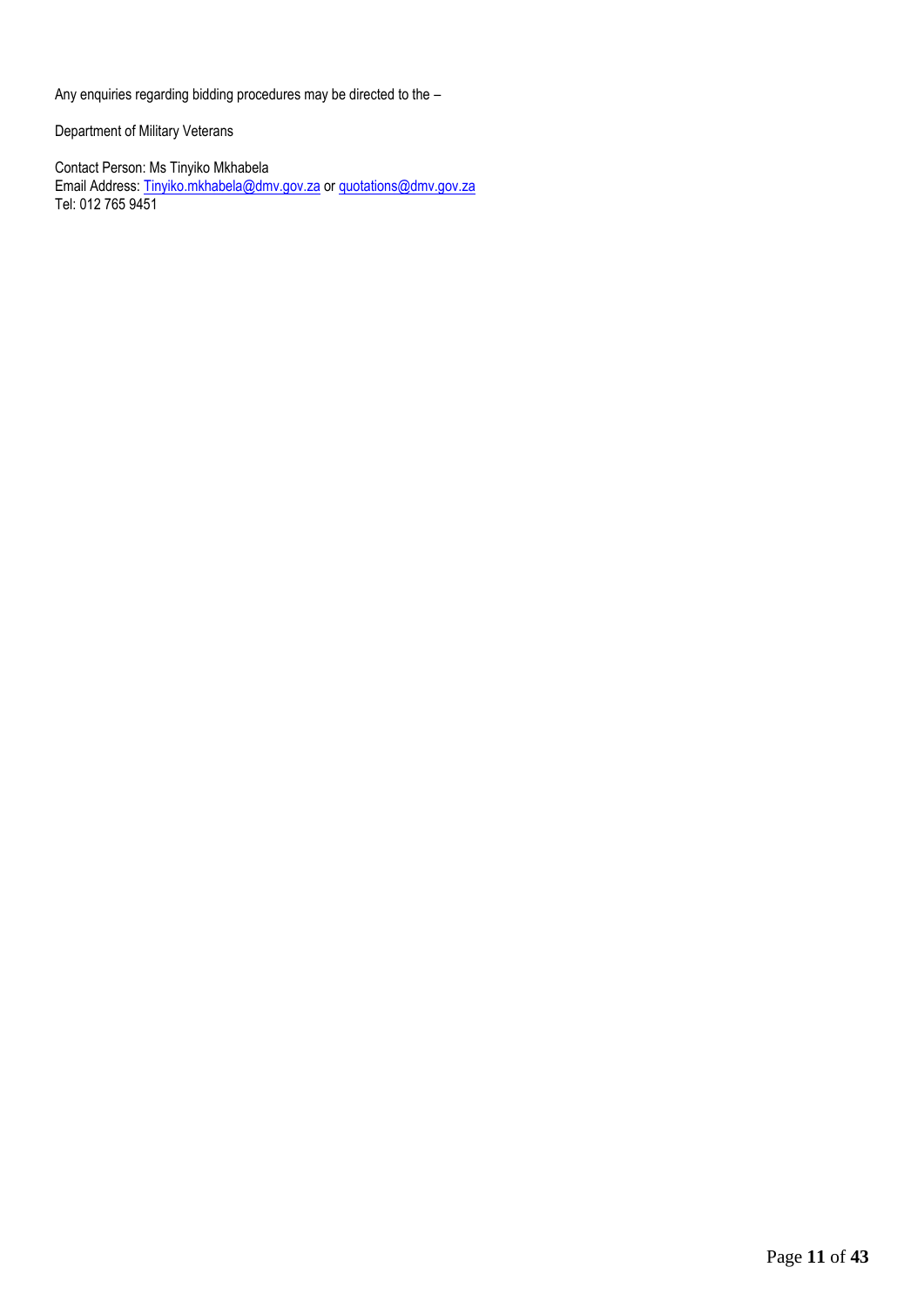Any enquiries regarding bidding procedures may be directed to the –

Department of Military Veterans

Contact Person: Ms Tinyiko Mkhabela
Email Address: Tinyiko.mkhabela@dmv.gov.za or quotations@dmv.gov.za
Tel: 012 765 9451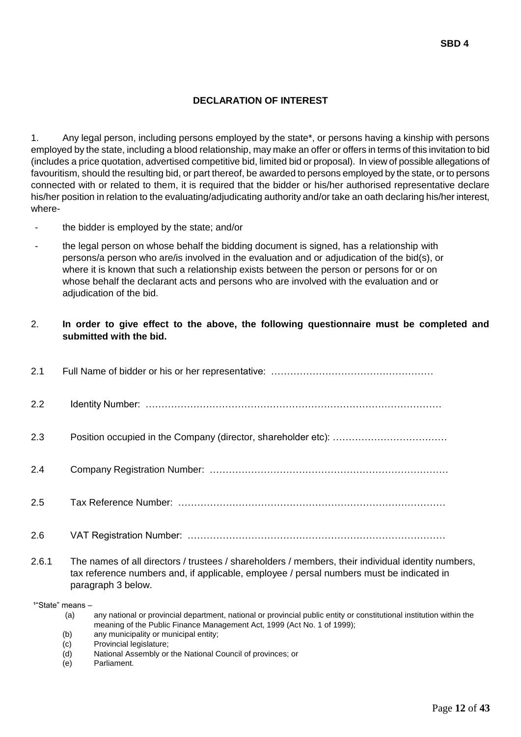**SBD 4**

## DECLARATION OF INTEREST

1. Any legal person, including persons employed by the state*, or persons having a kinship with persons employed by the state, including a blood relationship, may make an offer or offers in terms of this invitation to bid (includes a price quotation, advertised competitive bid, limited bid or proposal). In view of possible allegations of favouritism, should the resulting bid, or part thereof, be awarded to persons employed by the state, or to persons connected with or related to them, it is required that the bidder or his/her authorised representative declare his/her position in relation to the evaluating/adjudicating authority and/or take an oath declaring his/her interest, where-

- the bidder is employed by the state; and/or
- the legal person on whose behalf the bidding document is signed, has a relationship with persons/a person who are/is involved in the evaluation and or adjudication of the bid(s), or where it is known that such a relationship exists between the person or persons for or on whose behalf the declarant acts and persons who are involved with the evaluation and or adjudication of the bid.

2. **In order to give effect to the above, the following questionnaire must be completed and submitted with the bid.**

2.1 Full Name of bidder or his or her representative: ……………………………………………

2.2 Identity Number: ………………………………………………………………………………

2.3 Position occupied in the Company (director, shareholder etc): ………………………………

2.4 Company Registration Number: ………………………………………………………………

2.5 Tax Reference Number: ………………………………………………………………………

2.6 VAT Registration Number: ……………………………………………………………………

2.6.1 The names of all directors / trustees / shareholders / members, their individual identity numbers, tax reference numbers and, if applicable, employee / persal numbers must be indicated in paragraph 3 below.

[1]"State" means –

(a) any national or provincial department, national or provincial public entity or constitutional institution within the meaning of the Public Finance Management Act, 1999 (Act No. 1 of 1999);
(b) any municipality or municipal entity;
(c) Provincial legislature;
(d) National Assembly or the National Council of provinces; or
(e) Parliament.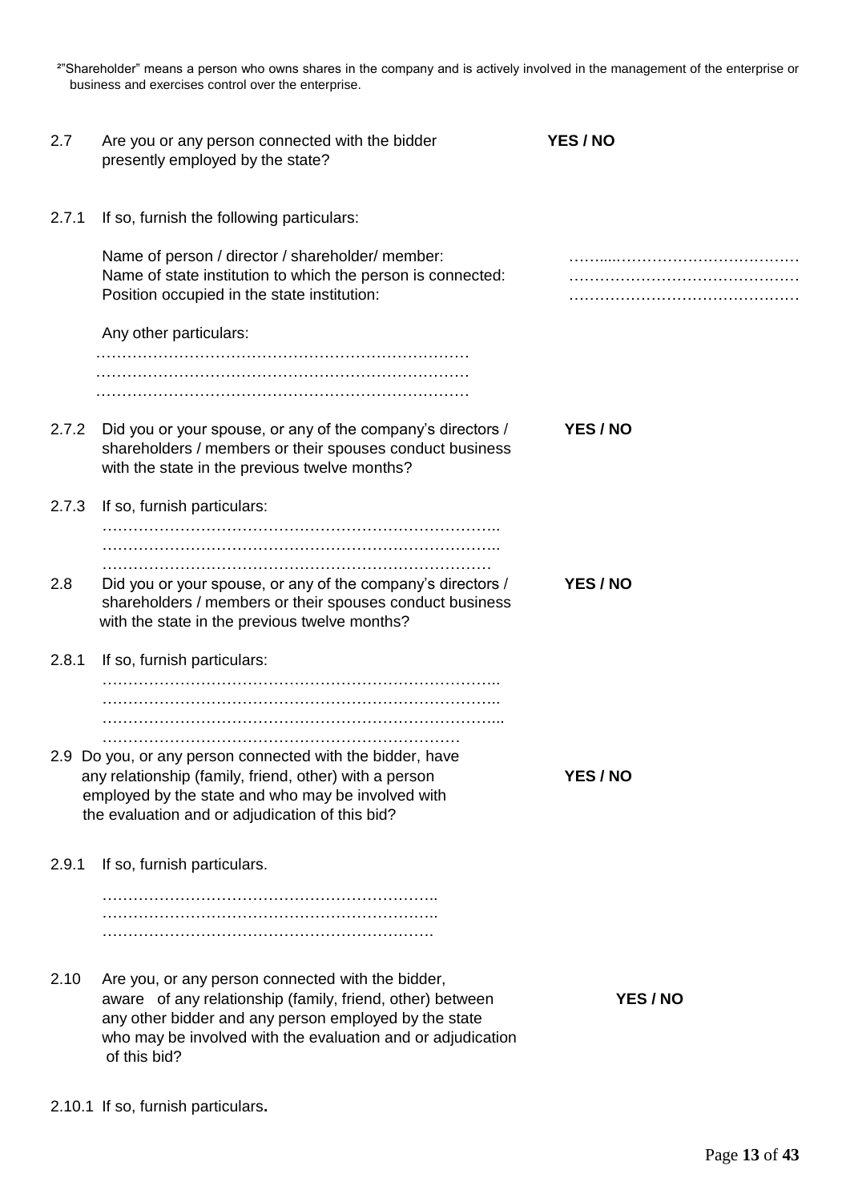[2]"Shareholder" means a person who owns shares in the company and is actively involved in the management of the enterprise or business and exercises control over the enterprise.

2.7 Are you or any person connected with the bidder presently employed by the state? **YES / NO**

2.7.1 If so, furnish the following particulars:

Name of person / director / shareholder/ member: ……....……………………………

Name of state institution to which the person is connected: ………………………………………

Position occupied in the state institution: ………………………………………

Any other particulars:

………………………………………………………………

………………………………………………………………

………………………………………………………………

2.7.2 Did you or your spouse, or any of the company's directors / shareholders / members or their spouses conduct business with the state in the previous twelve months? **YES / NO**

2.7.3 If so, furnish particulars:

…………………………………………………………………..

…………………………………………………………………..

……………………………………………………………………

2.8 Did you or your spouse, or any of the company's directors / shareholders / members or their spouses conduct business with the state in the previous twelve months? **YES / NO**

2.8.1 If so, furnish particulars:

…………………………………………………………………..

…………………………………………………………………..

…………………………………………………………………...

……………………………………………………………

2.9 Do you, or any person connected with the bidder, have any relationship (family, friend, other) with a person employed by the state and who may be involved with the evaluation and or adjudication of this bid? **YES / NO**

2.9.1 If so, furnish particulars.

………………………………………………………..

………………………………………………………..

……………………………………………………….

2.10 Are you, or any person connected with the bidder, aware of any relationship (family, friend, other) between any other bidder and any person employed by the state who may be involved with the evaluation and or adjudication of this bid? **YES / NO**

2.10.1 If so, furnish particulars**.**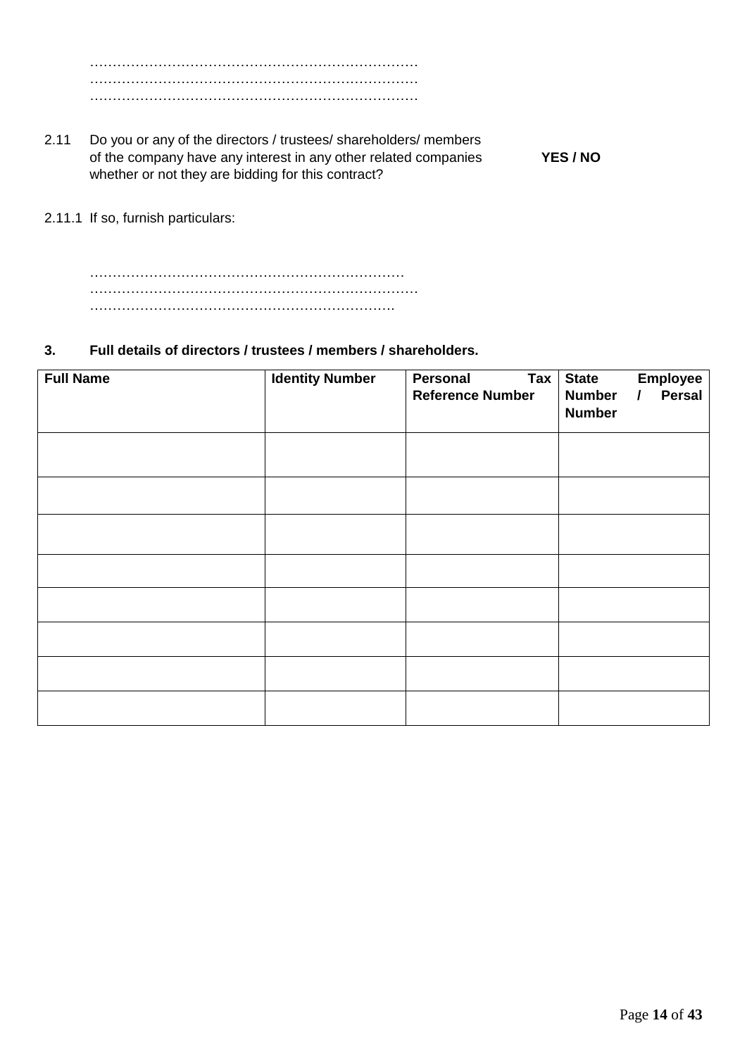………………………………………………………………
………………………………………………………………
………………………………………………………………

2.11 Do you or any of the directors / trustees/ shareholders/ members of the company have any interest in any other related companies whether or not they are bidding for this contract? **YES / NO**

2.11.1 If so, furnish particulars:

……………………………………………………………
………………………………………………………………
…………………………………………………………….

**3. Full details of directors / trustees / members / shareholders.**

| **Full Name** | **Identity Number** | **Personal Tax Reference Number** | **State Employee Number / Persal Number** |
|---|---|---|---|
| | | | |
| | | | |
| | | | |
| | | | |
| | | | |
| | | | |
| | | | |
| | | | |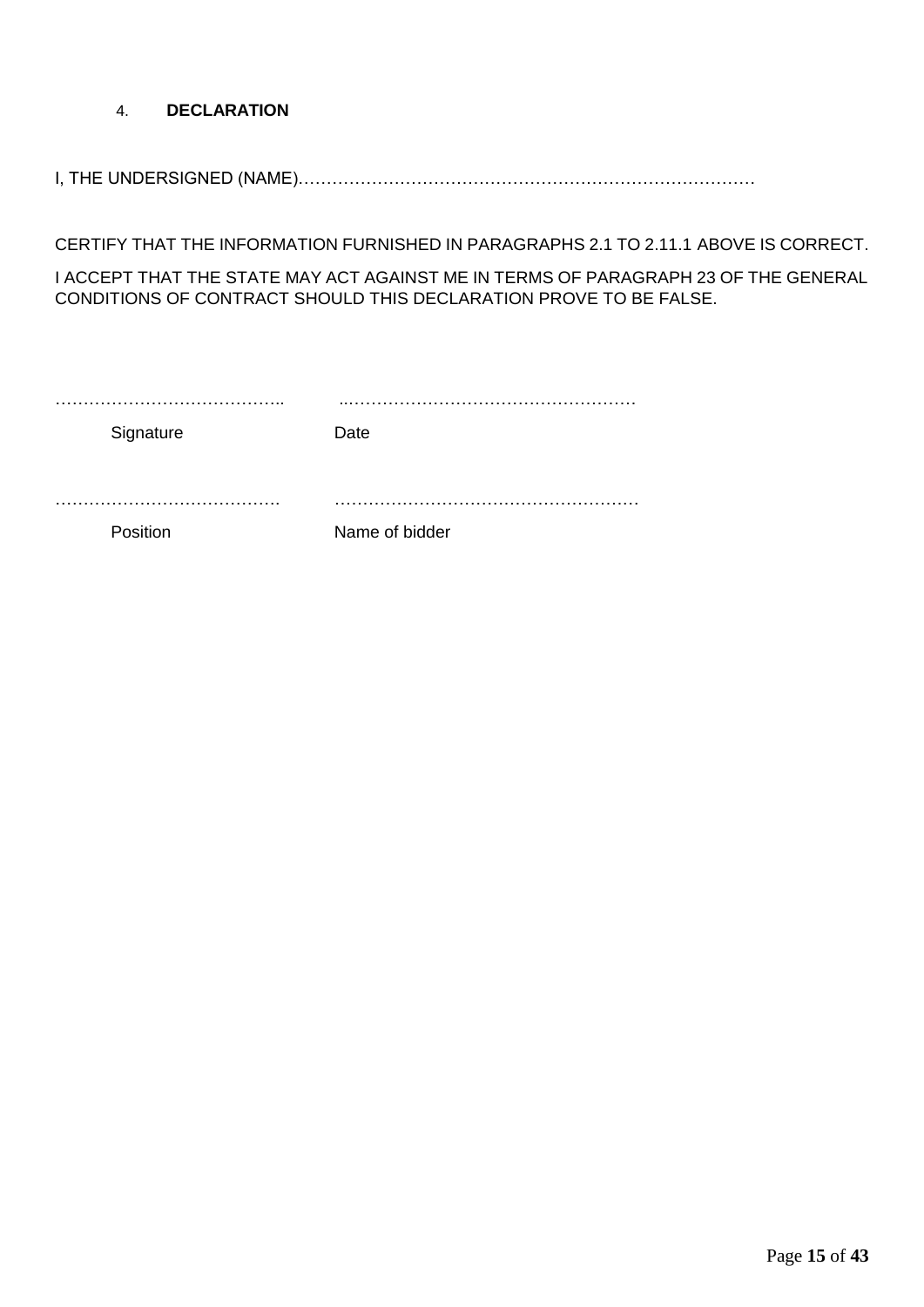## 4. DECLARATION

I, THE UNDERSIGNED (NAME)………………………………………………………………………

CERTIFY THAT THE INFORMATION FURNISHED IN PARAGRAPHS 2.1 TO 2.11.1 ABOVE IS CORRECT.

I ACCEPT THAT THE STATE MAY ACT AGAINST ME IN TERMS OF PARAGRAPH 23 OF THE GENERAL CONDITIONS OF CONTRACT SHOULD THIS DECLARATION PROVE TO BE FALSE.

| ………………………………….. | ..…………………………………………… |
|---|---|
| Signature | Date |
| …………………………………. | ……………………………………………… |
| Position | Name of bidder |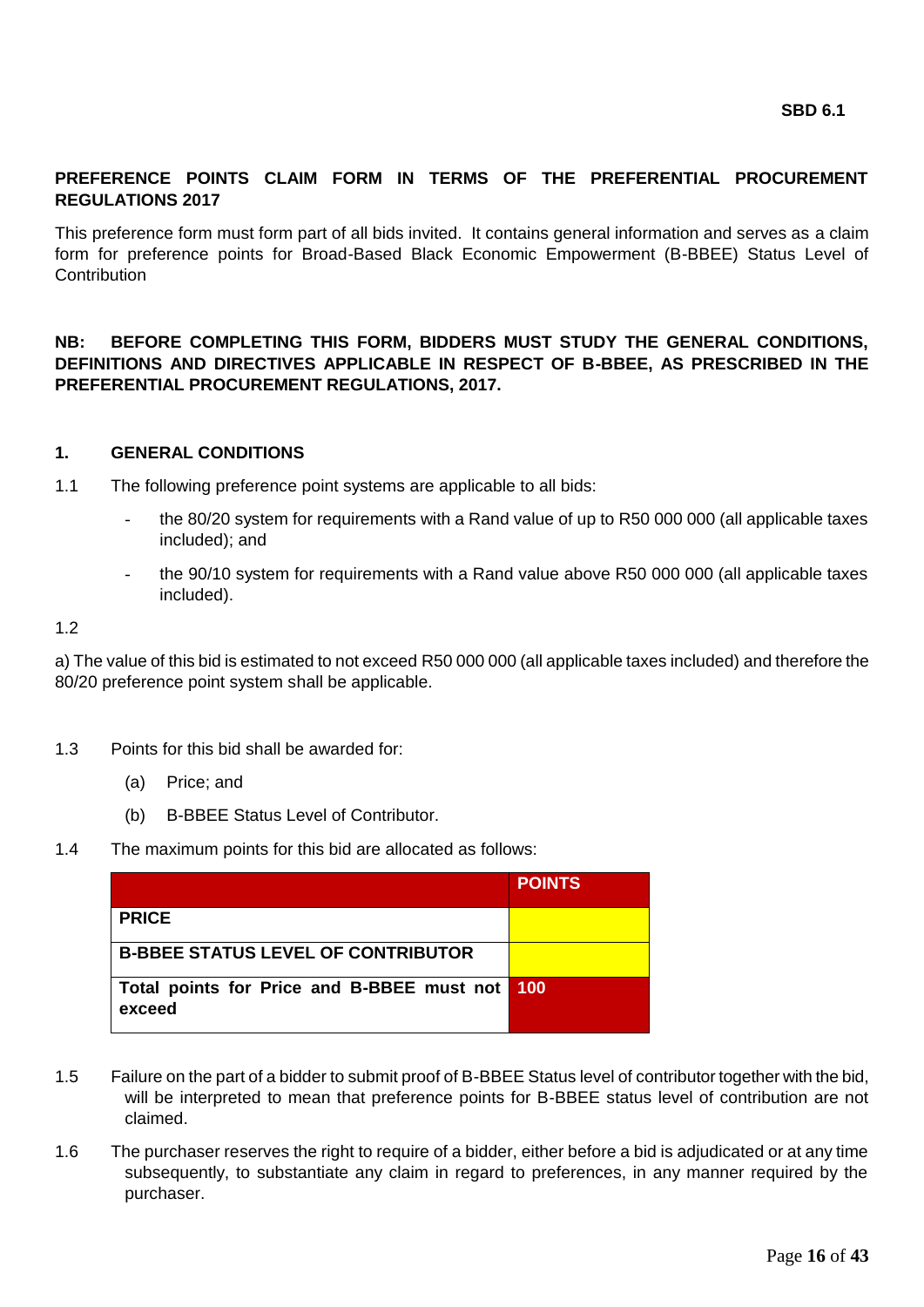**SBD 6.1**

# PREFERENCE POINTS CLAIM FORM IN TERMS OF THE PREFERENTIAL PROCUREMENT REGULATIONS 2017

This preference form must form part of all bids invited. It contains general information and serves as a claim form for preference points for Broad-Based Black Economic Empowerment (B-BBEE) Status Level of Contribution

**NB: BEFORE COMPLETING THIS FORM, BIDDERS MUST STUDY THE GENERAL CONDITIONS, DEFINITIONS AND DIRECTIVES APPLICABLE IN RESPECT OF B-BBEE, AS PRESCRIBED IN THE PREFERENTIAL PROCUREMENT REGULATIONS, 2017.**

## 1. GENERAL CONDITIONS

1.1 The following preference point systems are applicable to all bids:

- the 80/20 system for requirements with a Rand value of up to R50 000 000 (all applicable taxes included); and
- the 90/10 system for requirements with a Rand value above R50 000 000 (all applicable taxes included).

1.2

a) The value of this bid is estimated to not exceed R50 000 000 (all applicable taxes included) and therefore the 80/20 preference point system shall be applicable.

1.3 Points for this bid shall be awarded for:

(a) Price; and

(b) B-BBEE Status Level of Contributor.

1.4 The maximum points for this bid are allocated as follows:

| | POINTS |
|---|---|
| PRICE | |
| B-BBEE STATUS LEVEL OF CONTRIBUTOR | |
| Total points for Price and B-BBEE must not exceed | 100 |

1.5 Failure on the part of a bidder to submit proof of B-BBEE Status level of contributor together with the bid, will be interpreted to mean that preference points for B-BBEE status level of contribution are not claimed.

1.6 The purchaser reserves the right to require of a bidder, either before a bid is adjudicated or at any time subsequently, to substantiate any claim in regard to preferences, in any manner required by the purchaser.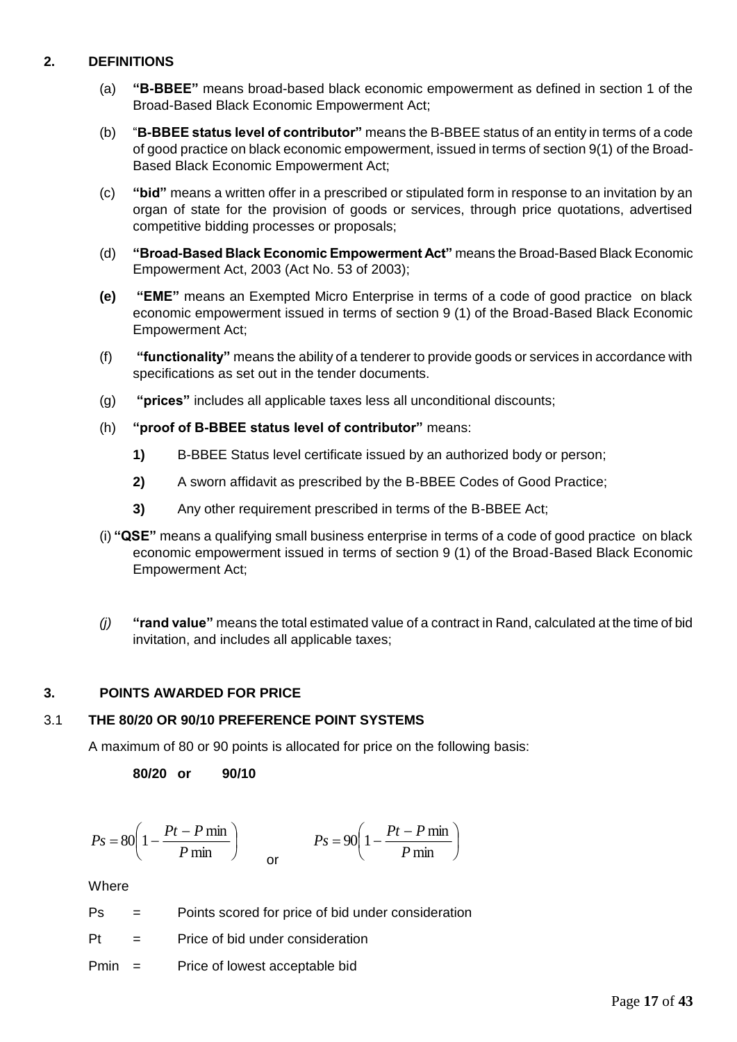## 2. DEFINITIONS

(a) **"B-BBEE"** means broad-based black economic empowerment as defined in section 1 of the Broad-Based Black Economic Empowerment Act;

(b) "**B-BBEE status level of contributor"** means the B-BBEE status of an entity in terms of a code of good practice on black economic empowerment, issued in terms of section 9(1) of the Broad-Based Black Economic Empowerment Act;

(c) **"bid"** means a written offer in a prescribed or stipulated form in response to an invitation by an organ of state for the provision of goods or services, through price quotations, advertised competitive bidding processes or proposals;

(d) **"Broad-Based Black Economic Empowerment Act"** means the Broad-Based Black Economic Empowerment Act, 2003 (Act No. 53 of 2003);

**(e)** **"EME"** means an Exempted Micro Enterprise in terms of a code of good practice on black economic empowerment issued in terms of section 9 (1) of the Broad-Based Black Economic Empowerment Act;

(f) **"functionality"** means the ability of a tenderer to provide goods or services in accordance with specifications as set out in the tender documents.

(g) **"prices"** includes all applicable taxes less all unconditional discounts;

(h) **"proof of B-BBEE status level of contributor"** means:

**1)** B-BBEE Status level certificate issued by an authorized body or person;

**2)** A sworn affidavit as prescribed by the B-BBEE Codes of Good Practice;

**3)** Any other requirement prescribed in terms of the B-BBEE Act;

(i) **"QSE"** means a qualifying small business enterprise in terms of a code of good practice on black economic empowerment issued in terms of section 9 (1) of the Broad-Based Black Economic Empowerment Act;

*(j)* **"rand value"** means the total estimated value of a contract in Rand, calculated at the time of bid invitation, and includes all applicable taxes;

## 3. POINTS AWARDED FOR PRICE

### 3.1 THE 80/20 OR 90/10 PREFERENCE POINT SYSTEMS

A maximum of 80 or 90 points is allocated for price on the following basis:

**80/20 or 90/10**

$$Ps = 80\left(1 - \frac{Pt - P\min}{P\min}\right) \quad \text{or} \quad Ps = 90\left(1 - \frac{Pt - P\min}{P\min}\right)$$

Where

Ps = Points scored for price of bid under consideration

Pt = Price of bid under consideration

Pmin = Price of lowest acceptable bid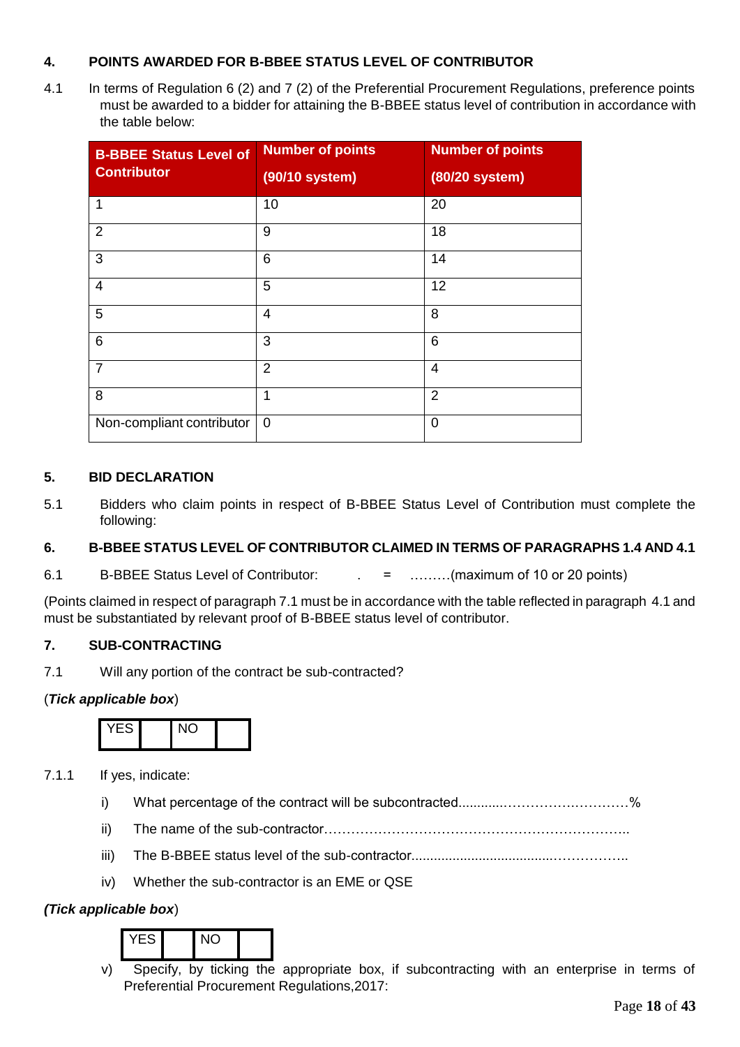## 4. POINTS AWARDED FOR B-BBEE STATUS LEVEL OF CONTRIBUTOR

4.1 In terms of Regulation 6 (2) and 7 (2) of the Preferential Procurement Regulations, preference points must be awarded to a bidder for attaining the B-BBEE status level of contribution in accordance with the table below:

| B-BBEE Status Level of Contributor | Number of points (90/10 system) | Number of points (80/20 system) |
|---|---|---|
| 1 | 10 | 20 |
| 2 | 9 | 18 |
| 3 | 6 | 14 |
| 4 | 5 | 12 |
| 5 | 4 | 8 |
| 6 | 3 | 6 |
| 7 | 2 | 4 |
| 8 | 1 | 2 |
| Non-compliant contributor | 0 | 0 |

## 5. BID DECLARATION

5.1 Bidders who claim points in respect of B-BBEE Status Level of Contribution must complete the following:

## 6. B-BBEE STATUS LEVEL OF CONTRIBUTOR CLAIMED IN TERMS OF PARAGRAPHS 1.4 AND 4.1

6.1 B-BBEE Status Level of Contributor: . = ………(maximum of 10 or 20 points)

(Points claimed in respect of paragraph 7.1 must be in accordance with the table reflected in paragraph 4.1 and must be substantiated by relevant proof of B-BBEE status level of contributor.

## 7. SUB-CONTRACTING

7.1 Will any portion of the contract be sub-contracted?

(***Tick applicable box***)

| YES | | NO | |
|---|---|---|---|

7.1.1 If yes, indicate:

i) What percentage of the contract will be subcontracted............……………..…………%

ii) The name of the sub-contractor…………………………………………………………..

iii) The B-BBEE status level of the sub-contractor......................................……………..

iv) Whether the sub-contractor is an EME or QSE

***(Tick applicable box***)

| YES | | NO | |
|---|---|---|---|

v) Specify, by ticking the appropriate box, if subcontracting with an enterprise in terms of Preferential Procurement Regulations,2017: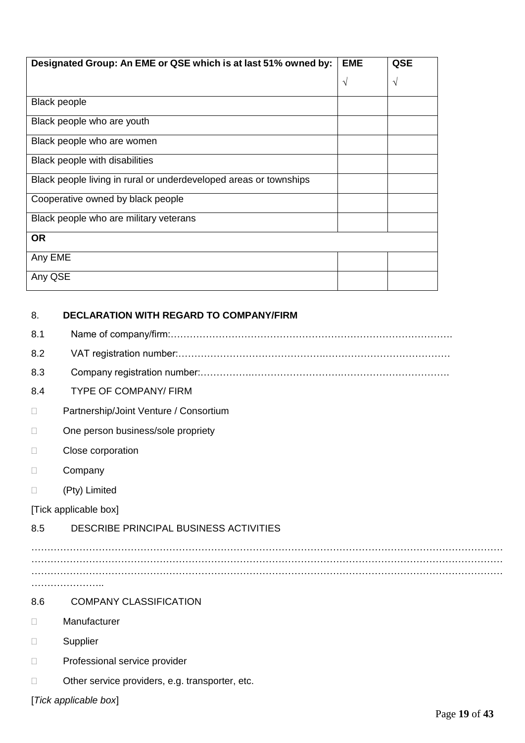| Designated Group: An EME or QSE which is at last 51% owned by: | EME<br>√ | QSE<br>√ |
|---|---|---|
| Black people | | |
| Black people who are youth | | |
| Black people who are women | | |
| Black people with disabilities | | |
| Black people living in rural or underdeveloped areas or townships | | |
| Cooperative owned by black people | | |
| Black people who are military veterans | | |
| **OR** | | |
| Any EME | | |
| Any QSE | | |

8. **DECLARATION WITH REGARD TO COMPANY/FIRM**

8.1 Name of company/firm:…………………………………………………………………………….

8.2 VAT registration number:……………………………………….…………………………………

8.3 Company registration number:…………….……………………….…………………………….

8.4 TYPE OF COMPANY/ FIRM

- Partnership/Joint Venture / Consortium
- One person business/sole propriety
- Close corporation
- Company
- (Pty) Limited

[Tick applicable box]

8.5 DESCRIBE PRINCIPAL BUSINESS ACTIVITIES

……………………………………………………………………………………………………………………………………………………………………………………………………………………………………………………………………………………………………………………………………………………………..

8.6 COMPANY CLASSIFICATION

- Manufacturer
- Supplier
- Professional service provider
- Other service providers, e.g. transporter, etc.

[*Tick applicable box*]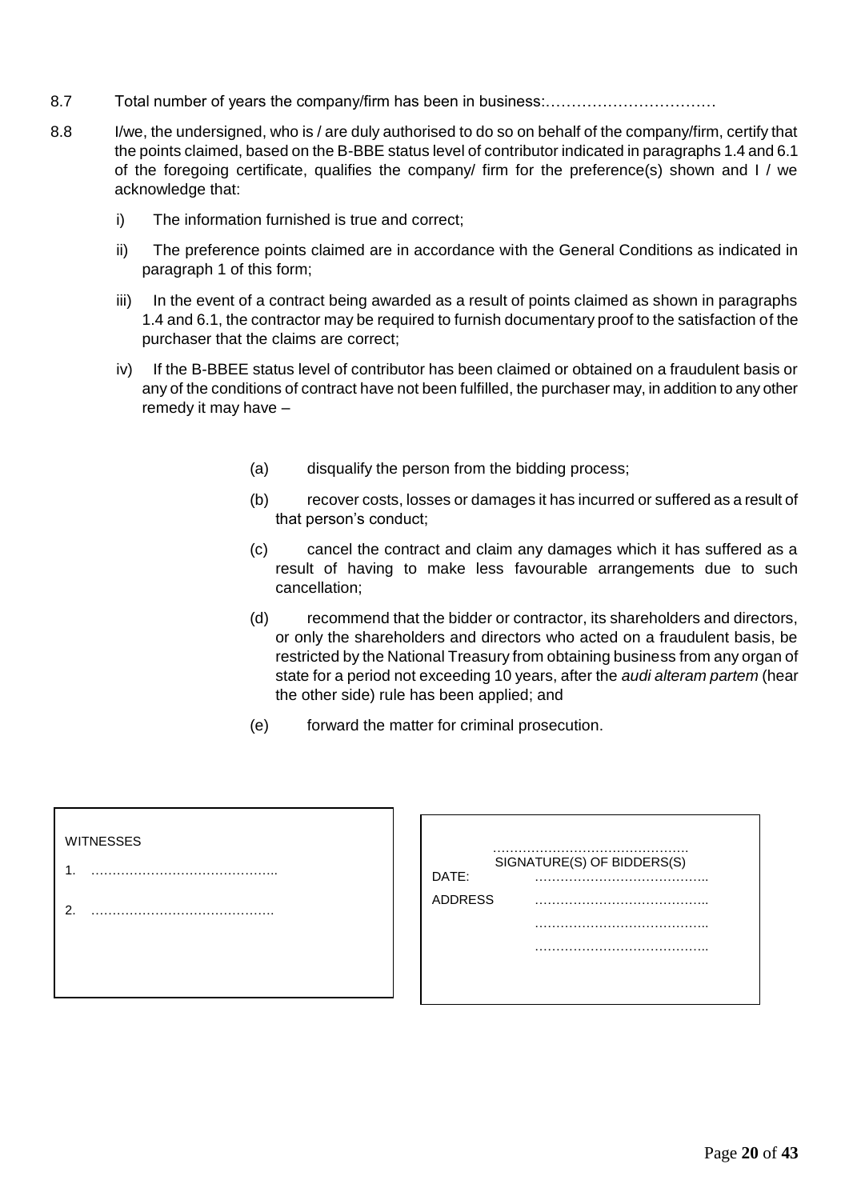8.7 Total number of years the company/firm has been in business:……………………………

8.8 I/we, the undersigned, who is / are duly authorised to do so on behalf of the company/firm, certify that the points claimed, based on the B-BBE status level of contributor indicated in paragraphs 1.4 and 6.1 of the foregoing certificate, qualifies the company/ firm for the preference(s) shown and I / we acknowledge that:

i) The information furnished is true and correct;

ii) The preference points claimed are in accordance with the General Conditions as indicated in paragraph 1 of this form;

iii) In the event of a contract being awarded as a result of points claimed as shown in paragraphs 1.4 and 6.1, the contractor may be required to furnish documentary proof to the satisfaction of the purchaser that the claims are correct;

iv) If the B-BBEE status level of contributor has been claimed or obtained on a fraudulent basis or any of the conditions of contract have not been fulfilled, the purchaser may, in addition to any other remedy it may have –

(a) disqualify the person from the bidding process;

(b) recover costs, losses or damages it has incurred or suffered as a result of that person's conduct;

(c) cancel the contract and claim any damages which it has suffered as a result of having to make less favourable arrangements due to such cancellation;

(d) recommend that the bidder or contractor, its shareholders and directors, or only the shareholders and directors who acted on a fraudulent basis, be restricted by the National Treasury from obtaining business from any organ of state for a period not exceeding 10 years, after the *audi alteram partem* (hear the other side) rule has been applied; and

(e) forward the matter for criminal prosecution.

| WITNESSES | |
|---|---|
| 1. …………………………………….. | ………………………………………. SIGNATURE(S) OF BIDDERS(S) |
| 2. ……………………………………. | DATE: ………………………………….. |
| | ADDRESS ………………………………….. |
| | ………………………………….. |
| | ………………………………….. |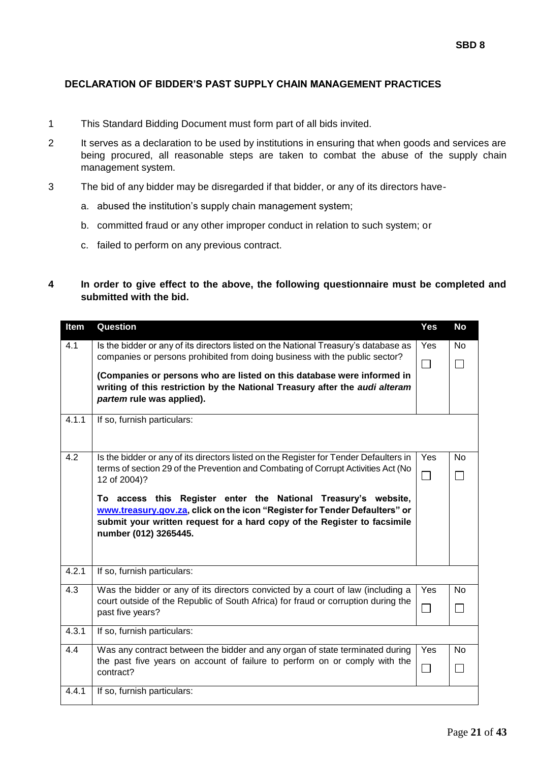**SBD 8**

## DECLARATION OF BIDDER'S PAST SUPPLY CHAIN MANAGEMENT PRACTICES

1. This Standard Bidding Document must form part of all bids invited.
2. It serves as a declaration to be used by institutions in ensuring that when goods and services are being procured, all reasonable steps are taken to combat the abuse of the supply chain management system.
3. The bid of any bidder may be disregarded if that bidder, or any of its directors have-
   a. abused the institution's supply chain management system;
   b. committed fraud or any other improper conduct in relation to such system; or
   c. failed to perform on any previous contract.

**4 In order to give effect to the above, the following questionnaire must be completed and submitted with the bid.**

| Item | Question | Yes | No |
|---|---|---|---|
| 4.1 | Is the bidder or any of its directors listed on the National Treasury's database as companies or persons prohibited from doing business with the public sector? **(Companies or persons who are listed on this database were informed in writing of this restriction by the National Treasury after the *audi alteram partem* rule was applied).** | Yes ☐ | No ☐ |
| 4.1.1 | If so, furnish particulars: | | |
| 4.2 | Is the bidder or any of its directors listed on the Register for Tender Defaulters in terms of section 29 of the Prevention and Combating of Corrupt Activities Act (No 12 of 2004)? **To access this Register enter the National Treasury's website, www.treasury.gov.za, click on the icon "Register for Tender Defaulters" or submit your written request for a hard copy of the Register to facsimile number (012) 3265445.** | Yes ☐ | No ☐ |
| 4.2.1 | If so, furnish particulars: | | |
| 4.3 | Was the bidder or any of its directors convicted by a court of law (including a court outside of the Republic of South Africa) for fraud or corruption during the past five years? | Yes ☐ | No ☐ |
| 4.3.1 | If so, furnish particulars: | | |
| 4.4 | Was any contract between the bidder and any organ of state terminated during the past five years on account of failure to perform on or comply with the contract? | Yes ☐ | No ☐ |
| 4.4.1 | If so, furnish particulars: | | |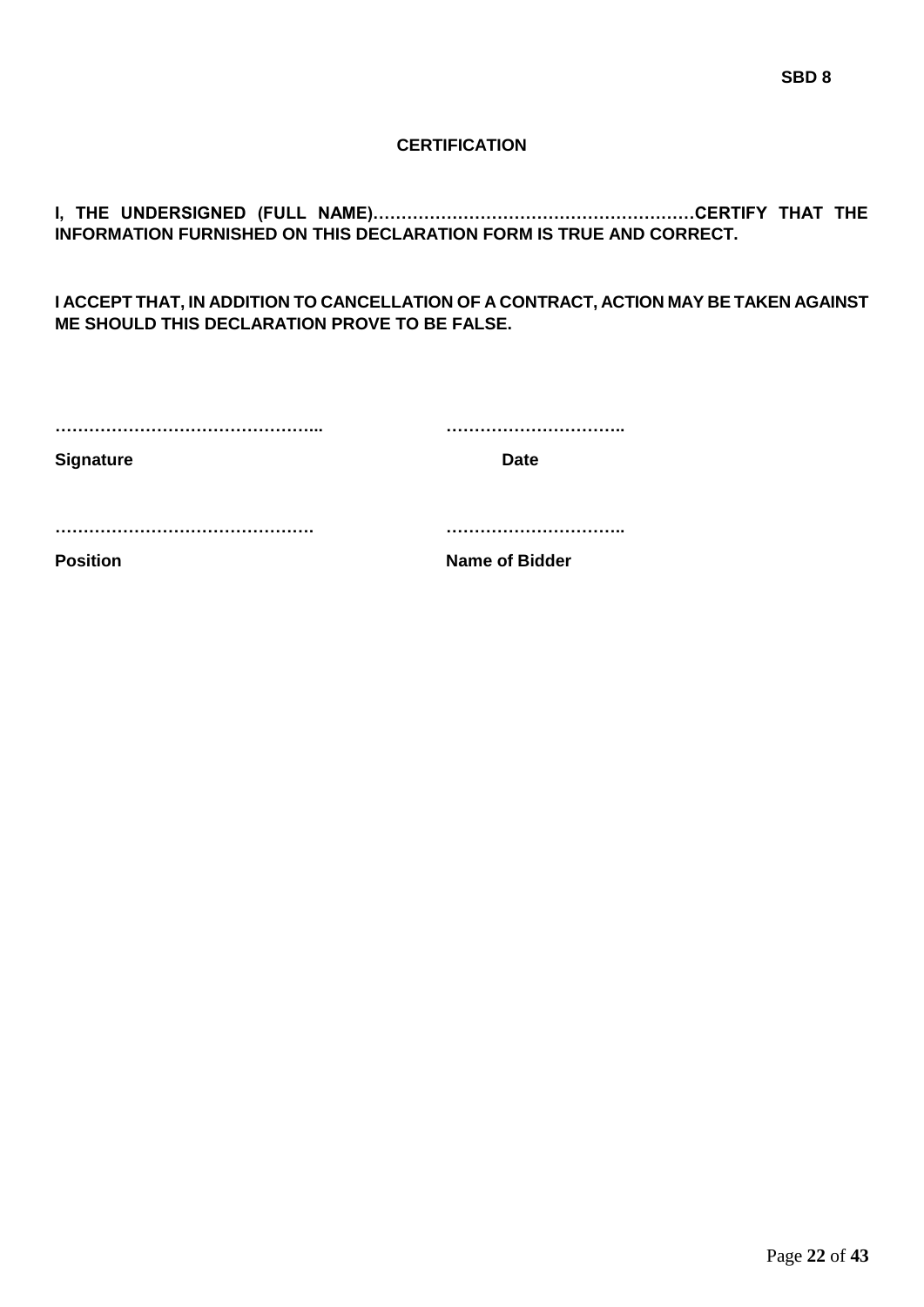**SBD 8**

## CERTIFICATION

**I, THE UNDERSIGNED (FULL NAME)…………………………………………………CERTIFY THAT THE INFORMATION FURNISHED ON THIS DECLARATION FORM IS TRUE AND CORRECT.**

**I ACCEPT THAT, IN ADDITION TO CANCELLATION OF A CONTRACT, ACTION MAY BE TAKEN AGAINST ME SHOULD THIS DECLARATION PROVE TO BE FALSE.**

| ………………………………………... | ………………………….. |
|---|---|
| **Signature** | **Date** |
| ………………………………………. | ………………………….. |
| **Position** | **Name of Bidder** |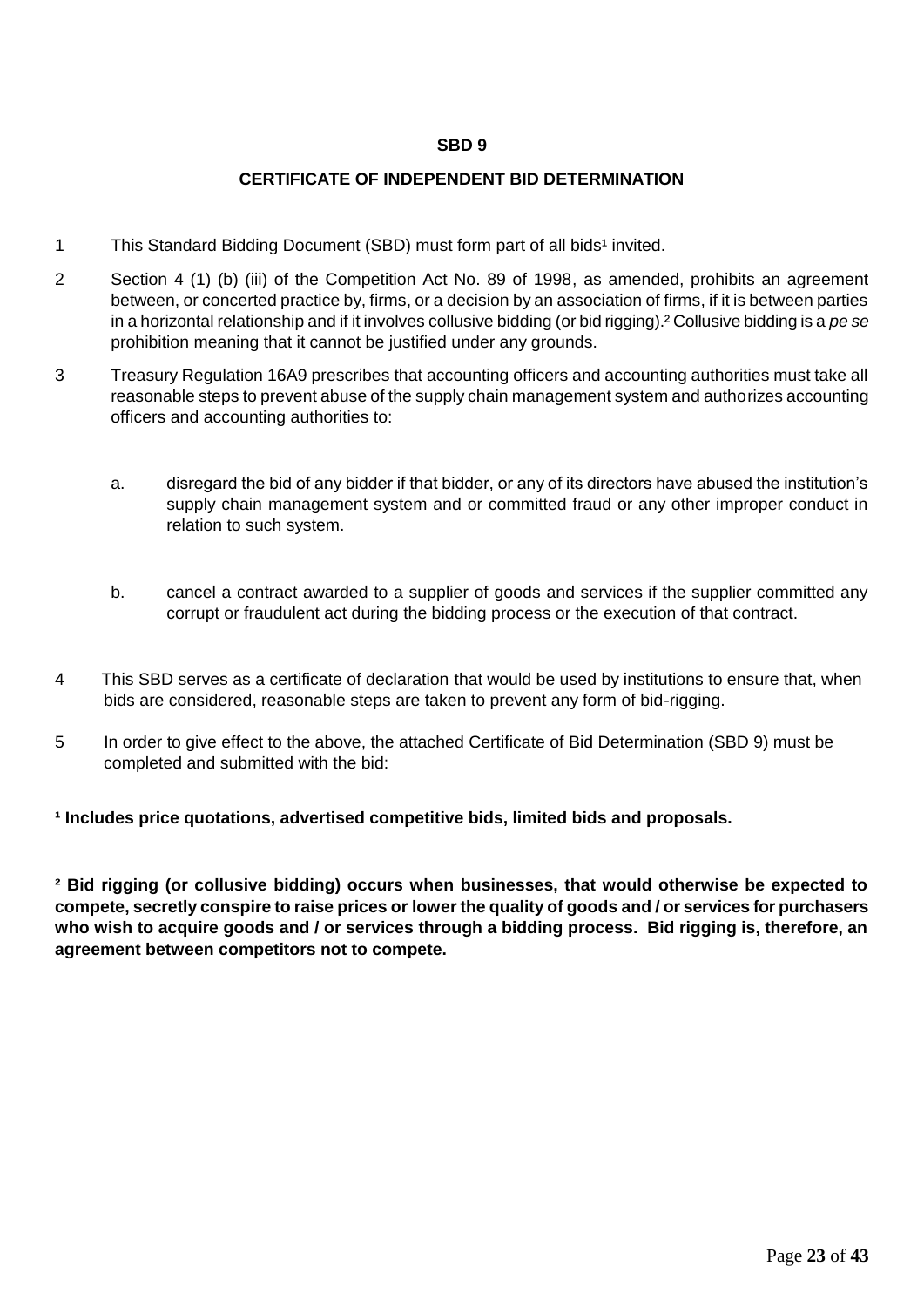**SBD 9**

**CERTIFICATE OF INDEPENDENT BID DETERMINATION**

1 This Standard Bidding Document (SBD) must form part of all bids[1] invited.

2 Section 4 (1) (b) (iii) of the Competition Act No. 89 of 1998, as amended, prohibits an agreement between, or concerted practice by, firms, or a decision by an association of firms, if it is between parties in a horizontal relationship and if it involves collusive bidding (or bid rigging).[2] Collusive bidding is a *pe se* prohibition meaning that it cannot be justified under any grounds.

3 Treasury Regulation 16A9 prescribes that accounting officers and accounting authorities must take all reasonable steps to prevent abuse of the supply chain management system and authorizes accounting officers and accounting authorities to:

a. disregard the bid of any bidder if that bidder, or any of its directors have abused the institution's supply chain management system and or committed fraud or any other improper conduct in relation to such system.

b. cancel a contract awarded to a supplier of goods and services if the supplier committed any corrupt or fraudulent act during the bidding process or the execution of that contract.

4 This SBD serves as a certificate of declaration that would be used by institutions to ensure that, when bids are considered, reasonable steps are taken to prevent any form of bid-rigging.

5 In order to give effect to the above, the attached Certificate of Bid Determination (SBD 9) must be completed and submitted with the bid:

**[1] Includes price quotations, advertised competitive bids, limited bids and proposals.**

**[2] Bid rigging (or collusive bidding) occurs when businesses, that would otherwise be expected to compete, secretly conspire to raise prices or lower the quality of goods and / or services for purchasers who wish to acquire goods and / or services through a bidding process. Bid rigging is, therefore, an agreement between competitors not to compete.**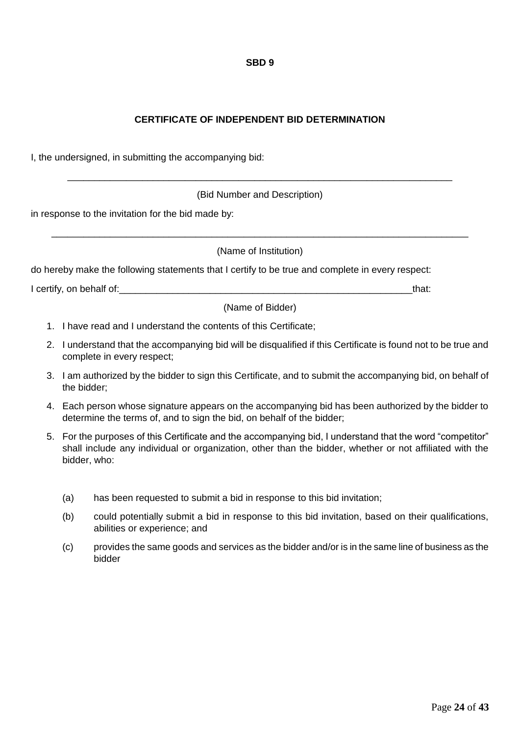**SBD 9**

## CERTIFICATE OF INDEPENDENT BID DETERMINATION

I, the undersigned, in submitting the accompanying bid:

_____________________________________________________________________________

(Bid Number and Description)

in response to the invitation for the bid made by:

_____________________________________________________________________________

(Name of Institution)

do hereby make the following statements that I certify to be true and complete in every respect:

I certify, on behalf of:_________________________________________________________that:

(Name of Bidder)

1. I have read and I understand the contents of this Certificate;
2. I understand that the accompanying bid will be disqualified if this Certificate is found not to be true and complete in every respect;
3. I am authorized by the bidder to sign this Certificate, and to submit the accompanying bid, on behalf of the bidder;
4. Each person whose signature appears on the accompanying bid has been authorized by the bidder to determine the terms of, and to sign the bid, on behalf of the bidder;
5. For the purposes of this Certificate and the accompanying bid, I understand that the word "competitor" shall include any individual or organization, other than the bidder, whether or not affiliated with the bidder, who:

   (a) has been requested to submit a bid in response to this bid invitation;

   (b) could potentially submit a bid in response to this bid invitation, based on their qualifications, abilities or experience; and

   (c) provides the same goods and services as the bidder and/or is in the same line of business as the bidder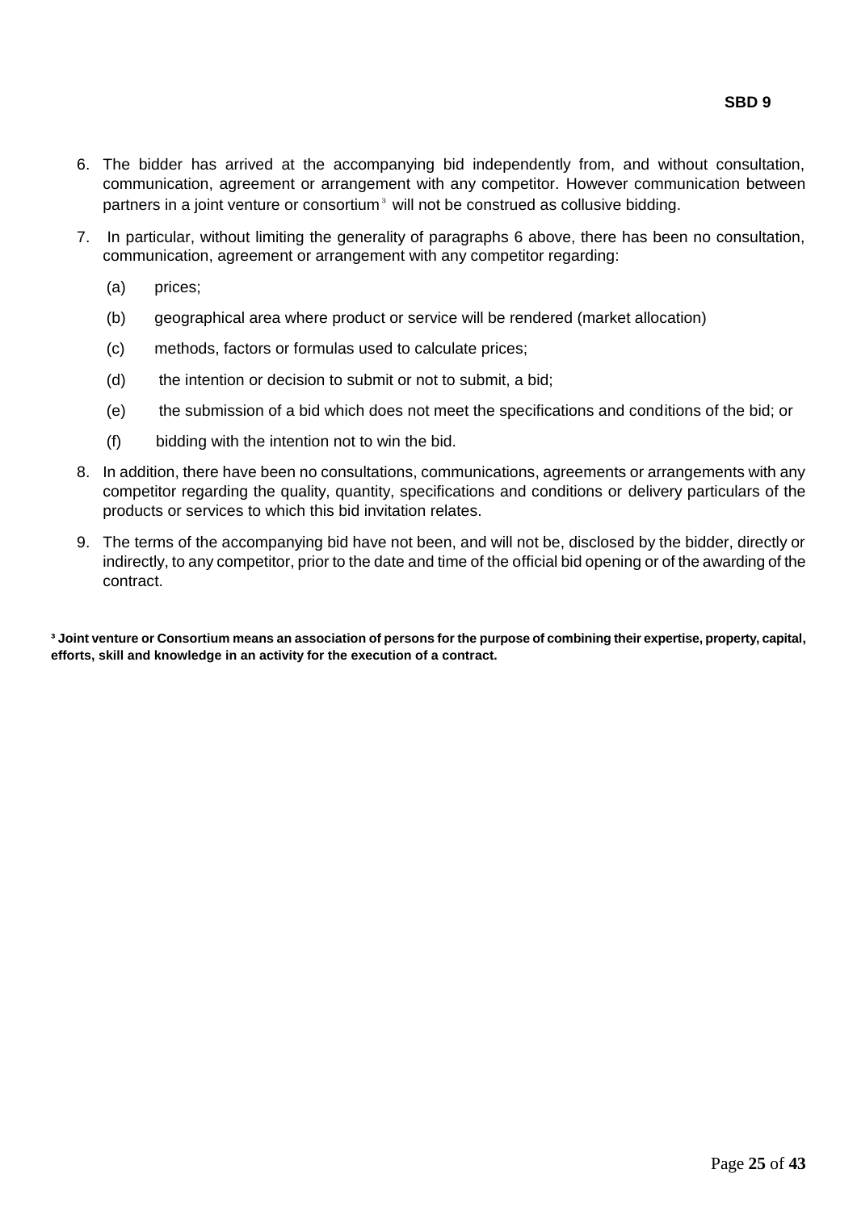6. The bidder has arrived at the accompanying bid independently from, and without consultation, communication, agreement or arrangement with any competitor. However communication between partners in a joint venture or consortium[3] will not be construed as collusive bidding.

7. In particular, without limiting the generality of paragraphs 6 above, there has been no consultation, communication, agreement or arrangement with any competitor regarding:

   (a) prices;

   (b) geographical area where product or service will be rendered (market allocation)

   (c) methods, factors or formulas used to calculate prices;

   (d) the intention or decision to submit or not to submit, a bid;

   (e) the submission of a bid which does not meet the specifications and conditions of the bid; or

   (f) bidding with the intention not to win the bid.

8. In addition, there have been no consultations, communications, agreements or arrangements with any competitor regarding the quality, quantity, specifications and conditions or delivery particulars of the products or services to which this bid invitation relates.

9. The terms of the accompanying bid have not been, and will not be, disclosed by the bidder, directly or indirectly, to any competitor, prior to the date and time of the official bid opening or of the awarding of the contract.

**[3] Joint venture or Consortium means an association of persons for the purpose of combining their expertise, property, capital, efforts, skill and knowledge in an activity for the execution of a contract.**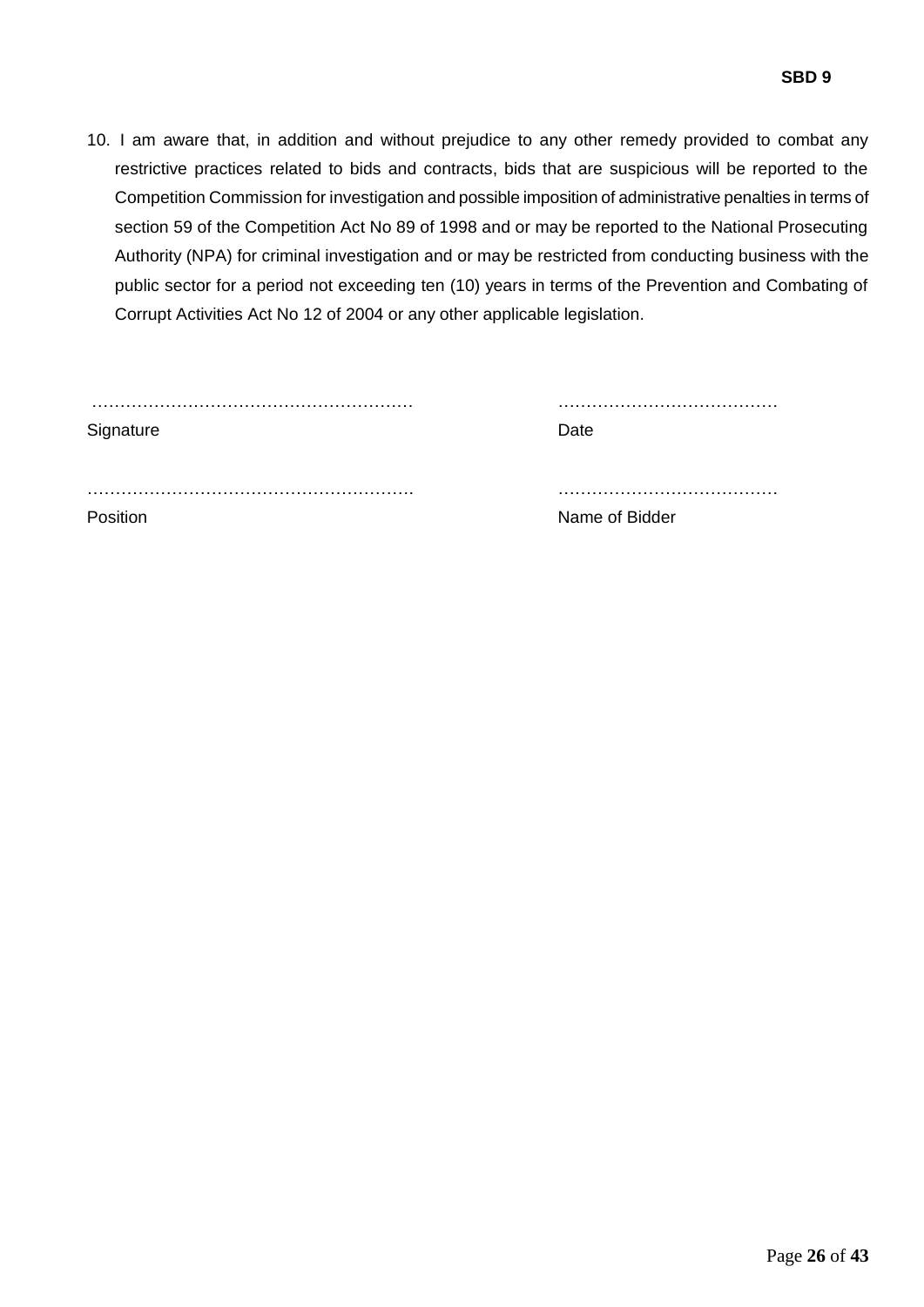10. I am aware that, in addition and without prejudice to any other remedy provided to combat any restrictive practices related to bids and contracts, bids that are suspicious will be reported to the Competition Commission for investigation and possible imposition of administrative penalties in terms of section 59 of the Competition Act No 89 of 1998 and or may be reported to the National Prosecuting Authority (NPA) for criminal investigation and or may be restricted from conducting business with the public sector for a period not exceeding ten (10) years in terms of the Prevention and Combating of Corrupt Activities Act No 12 of 2004 or any other applicable legislation.

| | |
|---|---|
| ………………………………………………… | ………………………………… |
| Signature | Date |
| ………………………………………………… | ………………………………… |
| Position | Name of Bidder |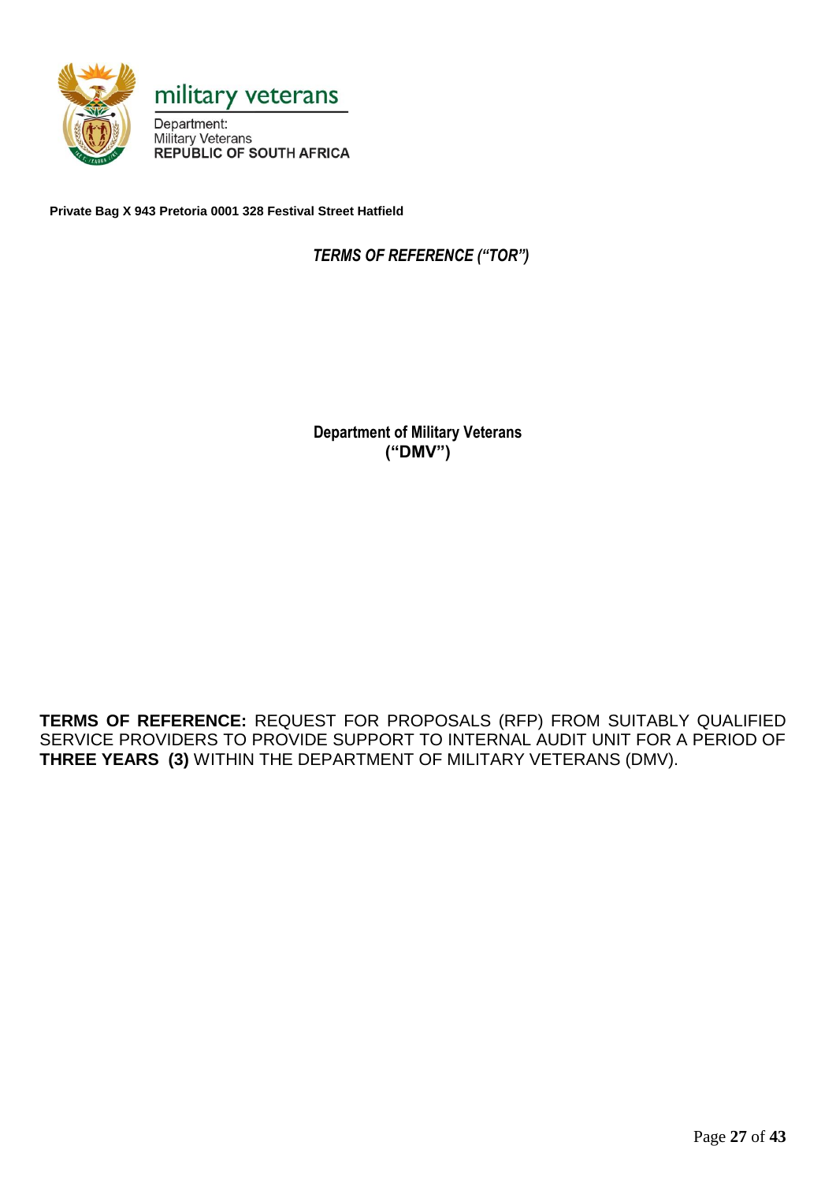military veterans

Department:
Military Veterans
**REPUBLIC OF SOUTH AFRICA**

**Private Bag X 943 Pretoria 0001 328 Festival Street Hatfield**

***TERMS OF REFERENCE ("TOR")***

**Department of Military Veterans**
**("DMV")**

**TERMS OF REFERENCE:** REQUEST FOR PROPOSALS (RFP) FROM SUITABLY QUALIFIED SERVICE PROVIDERS TO PROVIDE SUPPORT TO INTERNAL AUDIT UNIT FOR A PERIOD OF **THREE YEARS (3)** WITHIN THE DEPARTMENT OF MILITARY VETERANS (DMV).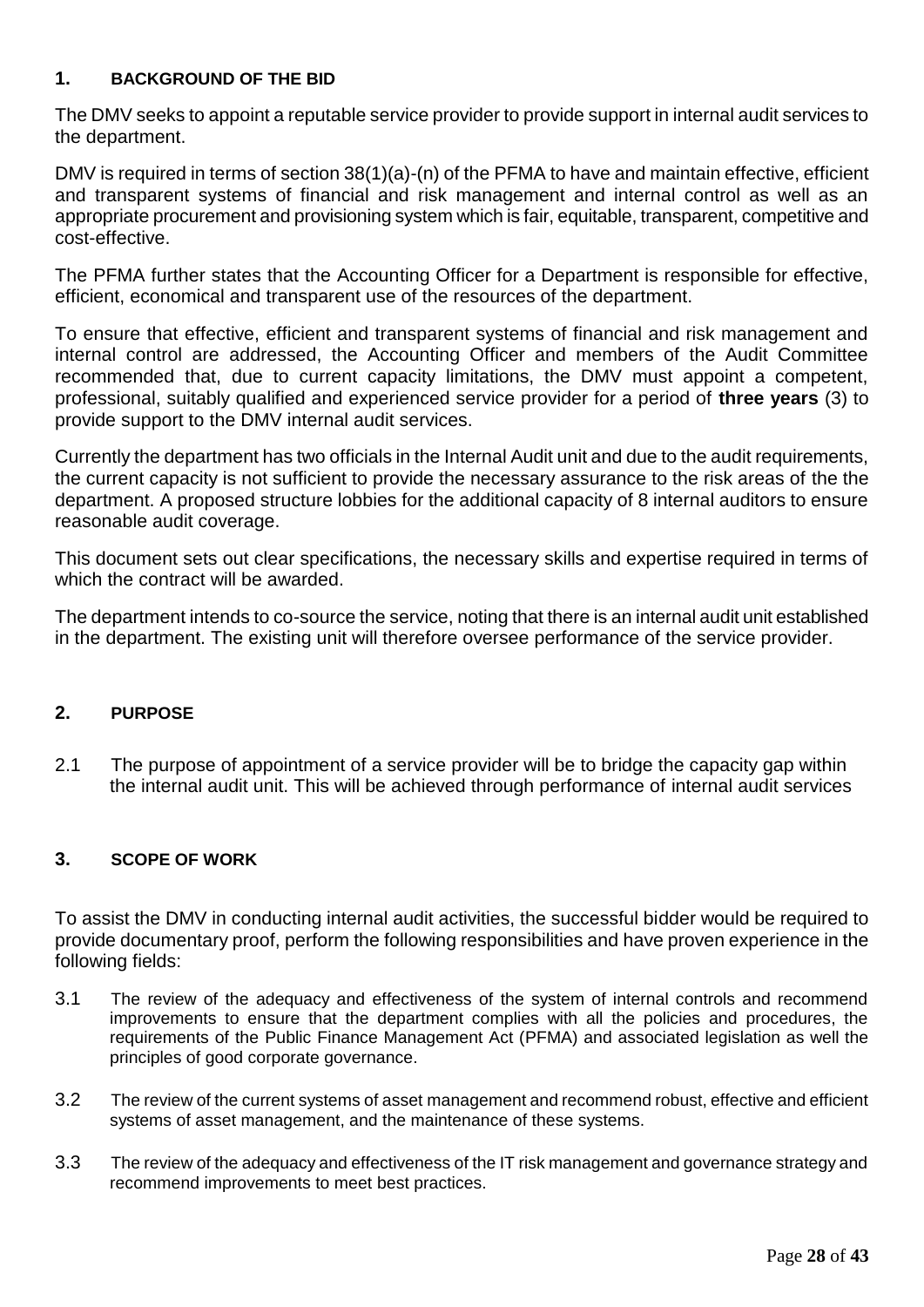## 1. BACKGROUND OF THE BID

The DMV seeks to appoint a reputable service provider to provide support in internal audit services to the department.

DMV is required in terms of section 38(1)(a)-(n) of the PFMA to have and maintain effective, efficient and transparent systems of financial and risk management and internal control as well as an appropriate procurement and provisioning system which is fair, equitable, transparent, competitive and cost-effective.

The PFMA further states that the Accounting Officer for a Department is responsible for effective, efficient, economical and transparent use of the resources of the department.

To ensure that effective, efficient and transparent systems of financial and risk management and internal control are addressed, the Accounting Officer and members of the Audit Committee recommended that, due to current capacity limitations, the DMV must appoint a competent, professional, suitably qualified and experienced service provider for a period of **three years** (3) to provide support to the DMV internal audit services.

Currently the department has two officials in the Internal Audit unit and due to the audit requirements, the current capacity is not sufficient to provide the necessary assurance to the risk areas of the the department. A proposed structure lobbies for the additional capacity of 8 internal auditors to ensure reasonable audit coverage.

This document sets out clear specifications, the necessary skills and expertise required in terms of which the contract will be awarded.

The department intends to co-source the service, noting that there is an internal audit unit established in the department. The existing unit will therefore oversee performance of the service provider.

## 2. PURPOSE

2.1 The purpose of appointment of a service provider will be to bridge the capacity gap within the internal audit unit. This will be achieved through performance of internal audit services

## 3. SCOPE OF WORK

To assist the DMV in conducting internal audit activities, the successful bidder would be required to provide documentary proof, perform the following responsibilities and have proven experience in the following fields:

3.1 The review of the adequacy and effectiveness of the system of internal controls and recommend improvements to ensure that the department complies with all the policies and procedures, the requirements of the Public Finance Management Act (PFMA) and associated legislation as well the principles of good corporate governance.

3.2 The review of the current systems of asset management and recommend robust, effective and efficient systems of asset management, and the maintenance of these systems.

3.3 The review of the adequacy and effectiveness of the IT risk management and governance strategy and recommend improvements to meet best practices.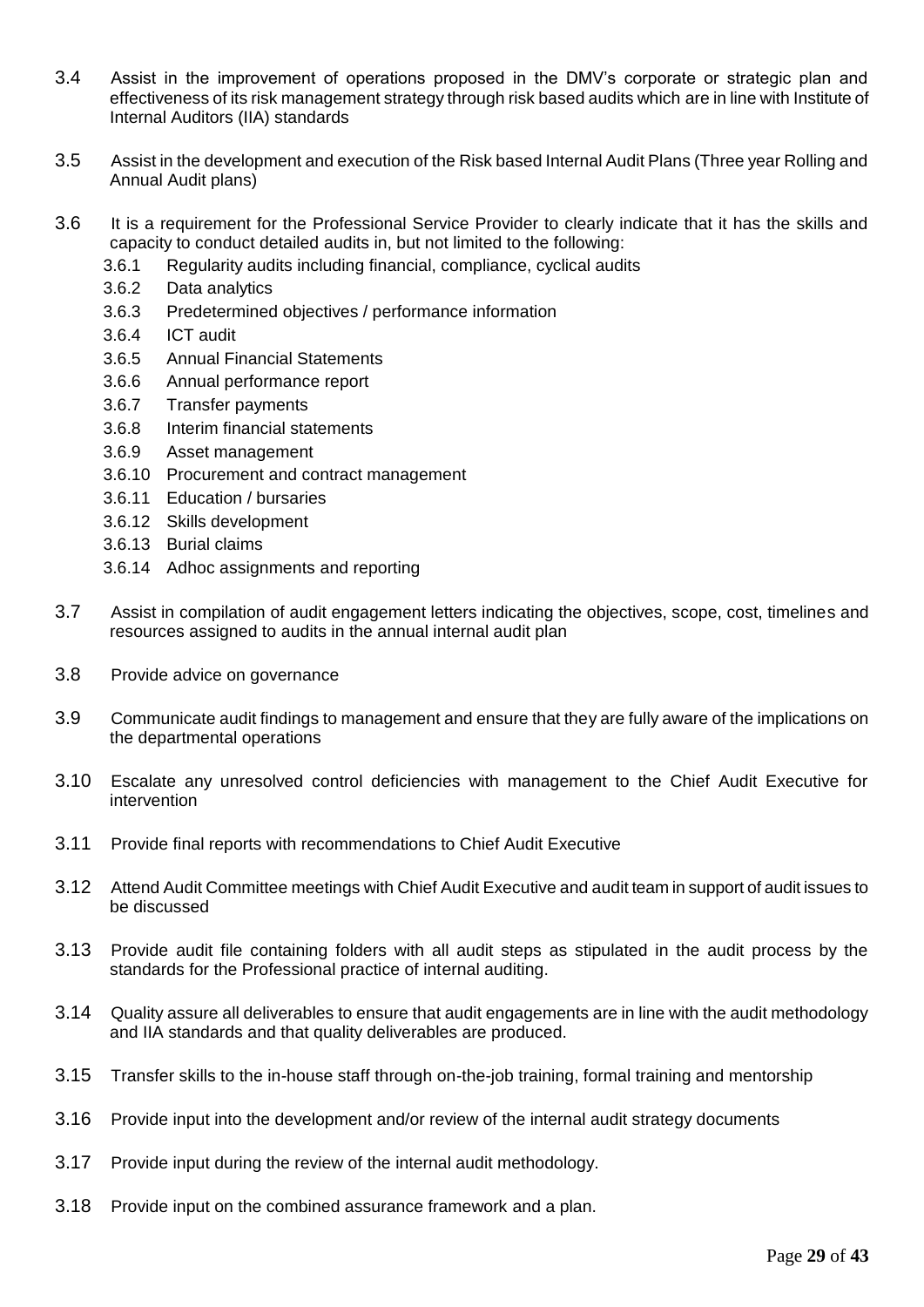3.4 Assist in the improvement of operations proposed in the DMV's corporate or strategic plan and effectiveness of its risk management strategy through risk based audits which are in line with Institute of Internal Auditors (IIA) standards

3.5 Assist in the development and execution of the Risk based Internal Audit Plans (Three year Rolling and Annual Audit plans)

3.6 It is a requirement for the Professional Service Provider to clearly indicate that it has the skills and capacity to conduct detailed audits in, but not limited to the following:

- 3.6.1 Regularity audits including financial, compliance, cyclical audits
- 3.6.2 Data analytics
- 3.6.3 Predetermined objectives / performance information
- 3.6.4 ICT audit
- 3.6.5 Annual Financial Statements
- 3.6.6 Annual performance report
- 3.6.7 Transfer payments
- 3.6.8 Interim financial statements
- 3.6.9 Asset management
- 3.6.10 Procurement and contract management
- 3.6.11 Education / bursaries
- 3.6.12 Skills development
- 3.6.13 Burial claims
- 3.6.14 Adhoc assignments and reporting

3.7 Assist in compilation of audit engagement letters indicating the objectives, scope, cost, timelines and resources assigned to audits in the annual internal audit plan

3.8 Provide advice on governance

3.9 Communicate audit findings to management and ensure that they are fully aware of the implications on the departmental operations

3.10 Escalate any unresolved control deficiencies with management to the Chief Audit Executive for intervention

3.11 Provide final reports with recommendations to Chief Audit Executive

3.12 Attend Audit Committee meetings with Chief Audit Executive and audit team in support of audit issues to be discussed

3.13 Provide audit file containing folders with all audit steps as stipulated in the audit process by the standards for the Professional practice of internal auditing.

3.14 Quality assure all deliverables to ensure that audit engagements are in line with the audit methodology and IIA standards and that quality deliverables are produced.

3.15 Transfer skills to the in-house staff through on-the-job training, formal training and mentorship

3.16 Provide input into the development and/or review of the internal audit strategy documents

3.17 Provide input during the review of the internal audit methodology.

3.18 Provide input on the combined assurance framework and a plan.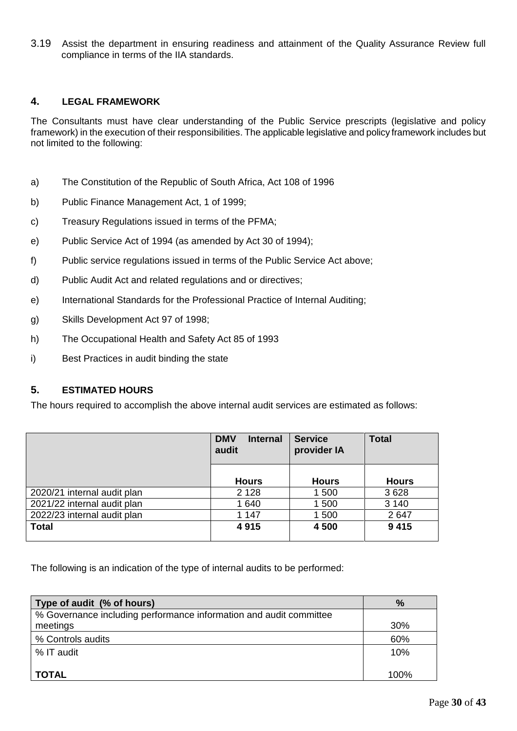3.19 Assist the department in ensuring readiness and attainment of the Quality Assurance Review full compliance in terms of the IIA standards.

## 4. LEGAL FRAMEWORK

The Consultants must have clear understanding of the Public Service prescripts (legislative and policy framework) in the execution of their responsibilities. The applicable legislative and policy framework includes but not limited to the following:

a) The Constitution of the Republic of South Africa, Act 108 of 1996

b) Public Finance Management Act, 1 of 1999;

c) Treasury Regulations issued in terms of the PFMA;

e) Public Service Act of 1994 (as amended by Act 30 of 1994);

f) Public service regulations issued in terms of the Public Service Act above;

d) Public Audit Act and related regulations and or directives;

e) International Standards for the Professional Practice of Internal Auditing;

g) Skills Development Act 97 of 1998;

h) The Occupational Health and Safety Act 85 of 1993

i) Best Practices in audit binding the state

## 5. ESTIMATED HOURS

The hours required to accomplish the above internal audit services are estimated as follows:

| | DMV Internal audit | Service provider IA | Total |
|---|---|---|---|
| | **Hours** | **Hours** | **Hours** |
| 2020/21 internal audit plan | 2 128 | 1 500 | 3 628 |
| 2021/22 internal audit plan | 1 640 | 1 500 | 3 140 |
| 2022/23 internal audit plan | 1 147 | 1 500 | 2 647 |
| **Total** | **4 915** | **4 500** | **9 415** |

The following is an indication of the type of internal audits to be performed:

| Type of audit (% of hours) | % |
|---|---|
| % Governance including performance information and audit committee meetings | 30% |
| % Controls audits | 60% |
| % IT audit | 10% |
| **TOTAL** | 100% |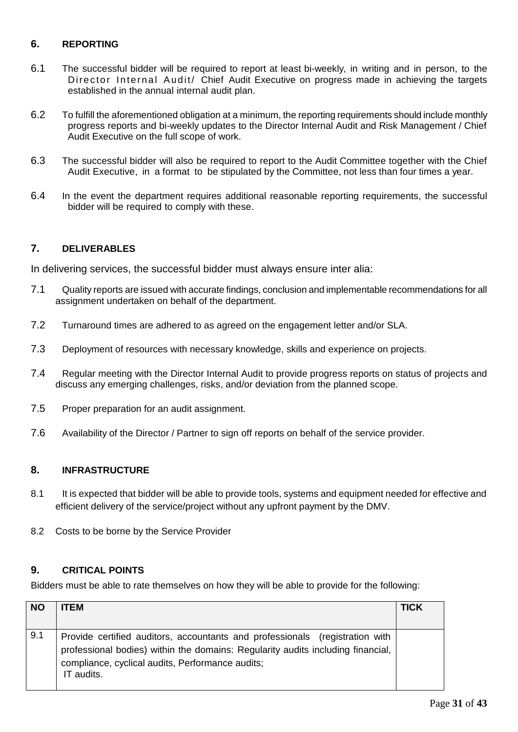## 6. REPORTING

6.1 The successful bidder will be required to report at least bi-weekly, in writing and in person, to the Director Internal Audit/ Chief Audit Executive on progress made in achieving the targets established in the annual internal audit plan.

6.2 To fulfill the aforementioned obligation at a minimum, the reporting requirements should include monthly progress reports and bi-weekly updates to the Director Internal Audit and Risk Management / Chief Audit Executive on the full scope of work.

6.3 The successful bidder will also be required to report to the Audit Committee together with the Chief Audit Executive, in a format to be stipulated by the Committee, not less than four times a year.

6.4 In the event the department requires additional reasonable reporting requirements, the successful bidder will be required to comply with these.

## 7. DELIVERABLES

In delivering services, the successful bidder must always ensure inter alia:

7.1 Quality reports are issued with accurate findings, conclusion and implementable recommendations for all assignment undertaken on behalf of the department.

7.2 Turnaround times are adhered to as agreed on the engagement letter and/or SLA.

7.3 Deployment of resources with necessary knowledge, skills and experience on projects.

7.4 Regular meeting with the Director Internal Audit to provide progress reports on status of projects and discuss any emerging challenges, risks, and/or deviation from the planned scope.

7.5 Proper preparation for an audit assignment.

7.6 Availability of the Director / Partner to sign off reports on behalf of the service provider.

## 8. INFRASTRUCTURE

8.1 It is expected that bidder will be able to provide tools, systems and equipment needed for effective and efficient delivery of the service/project without any upfront payment by the DMV.

8.2 Costs to be borne by the Service Provider

## 9. CRITICAL POINTS

Bidders must be able to rate themselves on how they will be able to provide for the following:

| NO | ITEM | TICK |
|---|---|---|
| 9.1 | Provide certified auditors, accountants and professionals (registration with professional bodies) within the domains: Regularity audits including financial, compliance, cyclical audits, Performance audits; IT audits. | |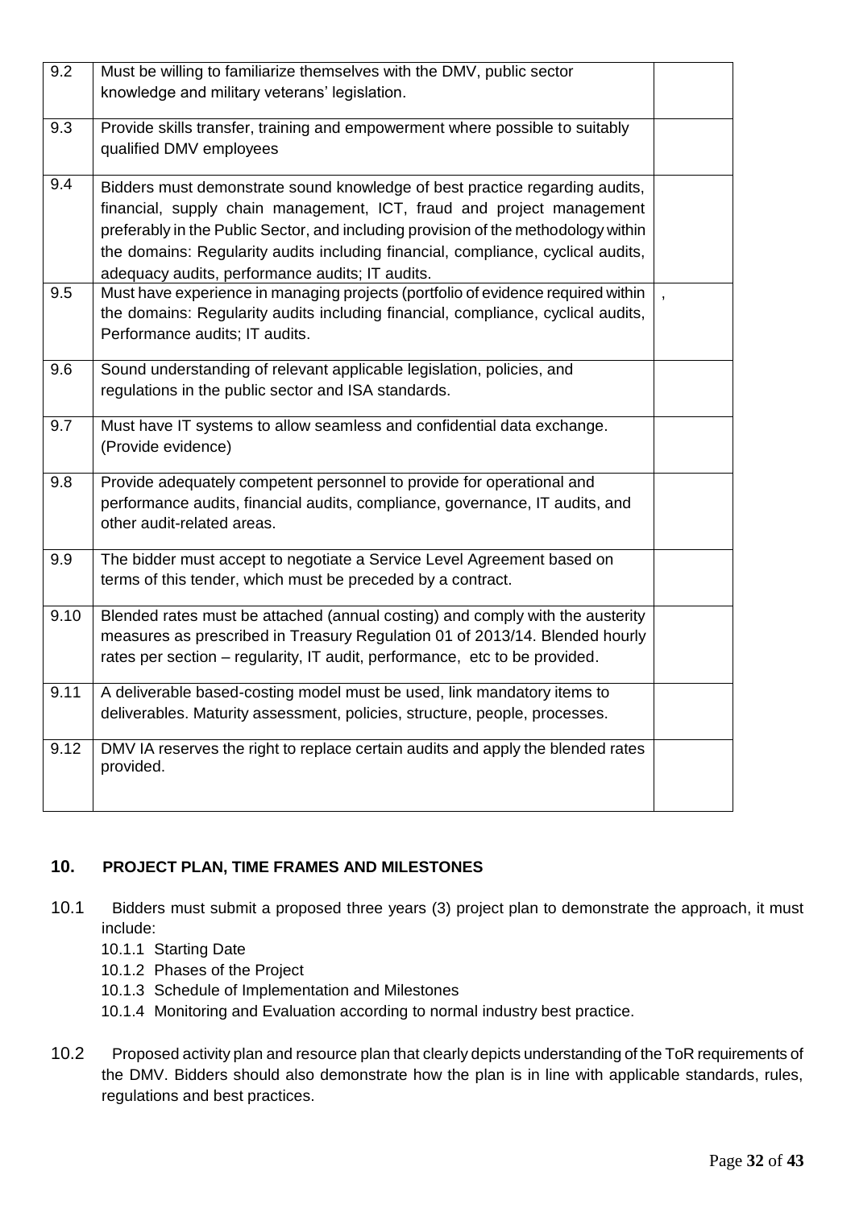| | | |
|---|---|---|
| 9.2 | Must be willing to familiarize themselves with the DMV, public sector knowledge and military veterans' legislation. | |
| 9.3 | Provide skills transfer, training and empowerment where possible to suitably qualified DMV employees | |
| 9.4 | Bidders must demonstrate sound knowledge of best practice regarding audits, financial, supply chain management, ICT, fraud and project management preferably in the Public Sector, and including provision of the methodology within the domains: Regularity audits including financial, compliance, cyclical audits, adequacy audits, performance audits; IT audits. | |
| 9.5 | Must have experience in managing projects (portfolio of evidence required within the domains: Regularity audits including financial, compliance, cyclical audits, Performance audits; IT audits. | , |
| 9.6 | Sound understanding of relevant applicable legislation, policies, and regulations in the public sector and ISA standards. | |
| 9.7 | Must have IT systems to allow seamless and confidential data exchange. (Provide evidence) | |
| 9.8 | Provide adequately competent personnel to provide for operational and performance audits, financial audits, compliance, governance, IT audits, and other audit-related areas. | |
| 9.9 | The bidder must accept to negotiate a Service Level Agreement based on terms of this tender, which must be preceded by a contract. | |
| 9.10 | Blended rates must be attached (annual costing) and comply with the austerity measures as prescribed in Treasury Regulation 01 of 2013/14. Blended hourly rates per section – regularity, IT audit, performance, etc to be provided. | |
| 9.11 | A deliverable based-costing model must be used, link mandatory items to deliverables. Maturity assessment, policies, structure, people, processes. | |
| 9.12 | DMV IA reserves the right to replace certain audits and apply the blended rates provided. | |

## 10. PROJECT PLAN, TIME FRAMES AND MILESTONES

10.1 Bidders must submit a proposed three years (3) project plan to demonstrate the approach, it must include:

- 10.1.1 Starting Date
- 10.1.2 Phases of the Project
- 10.1.3 Schedule of Implementation and Milestones
- 10.1.4 Monitoring and Evaluation according to normal industry best practice.

10.2 Proposed activity plan and resource plan that clearly depicts understanding of the ToR requirements of the DMV. Bidders should also demonstrate how the plan is in line with applicable standards, rules, regulations and best practices.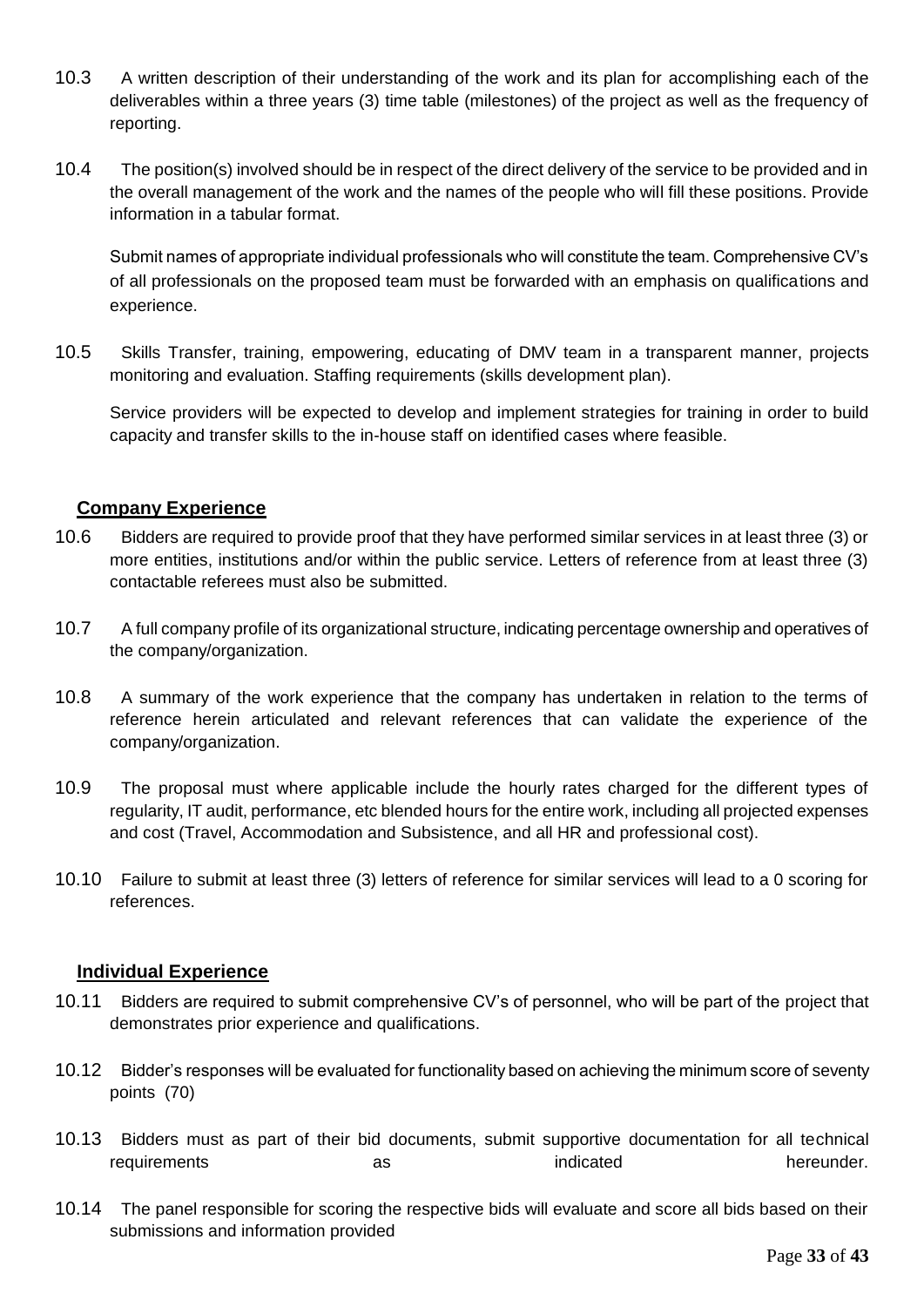10.3 A written description of their understanding of the work and its plan for accomplishing each of the deliverables within a three years (3) time table (milestones) of the project as well as the frequency of reporting.

10.4 The position(s) involved should be in respect of the direct delivery of the service to be provided and in the overall management of the work and the names of the people who will fill these positions. Provide information in a tabular format.

Submit names of appropriate individual professionals who will constitute the team. Comprehensive CV's of all professionals on the proposed team must be forwarded with an emphasis on qualifications and experience.

10.5 Skills Transfer, training, empowering, educating of DMV team in a transparent manner, projects monitoring and evaluation. Staffing requirements (skills development plan).

Service providers will be expected to develop and implement strategies for training in order to build capacity and transfer skills to the in-house staff on identified cases where feasible.

**Company Experience**

10.6 Bidders are required to provide proof that they have performed similar services in at least three (3) or more entities, institutions and/or within the public service. Letters of reference from at least three (3) contactable referees must also be submitted.

10.7 A full company profile of its organizational structure, indicating percentage ownership and operatives of the company/organization.

10.8 A summary of the work experience that the company has undertaken in relation to the terms of reference herein articulated and relevant references that can validate the experience of the company/organization.

10.9 The proposal must where applicable include the hourly rates charged for the different types of regularity, IT audit, performance, etc blended hours for the entire work, including all projected expenses and cost (Travel, Accommodation and Subsistence, and all HR and professional cost).

10.10 Failure to submit at least three (3) letters of reference for similar services will lead to a 0 scoring for references.

**Individual Experience**

10.11 Bidders are required to submit comprehensive CV's of personnel, who will be part of the project that demonstrates prior experience and qualifications.

10.12 Bidder's responses will be evaluated for functionality based on achieving the minimum score of seventy points (70)

10.13 Bidders must as part of their bid documents, submit supportive documentation for all technical requirements as indicated hereunder.

10.14 The panel responsible for scoring the respective bids will evaluate and score all bids based on their submissions and information provided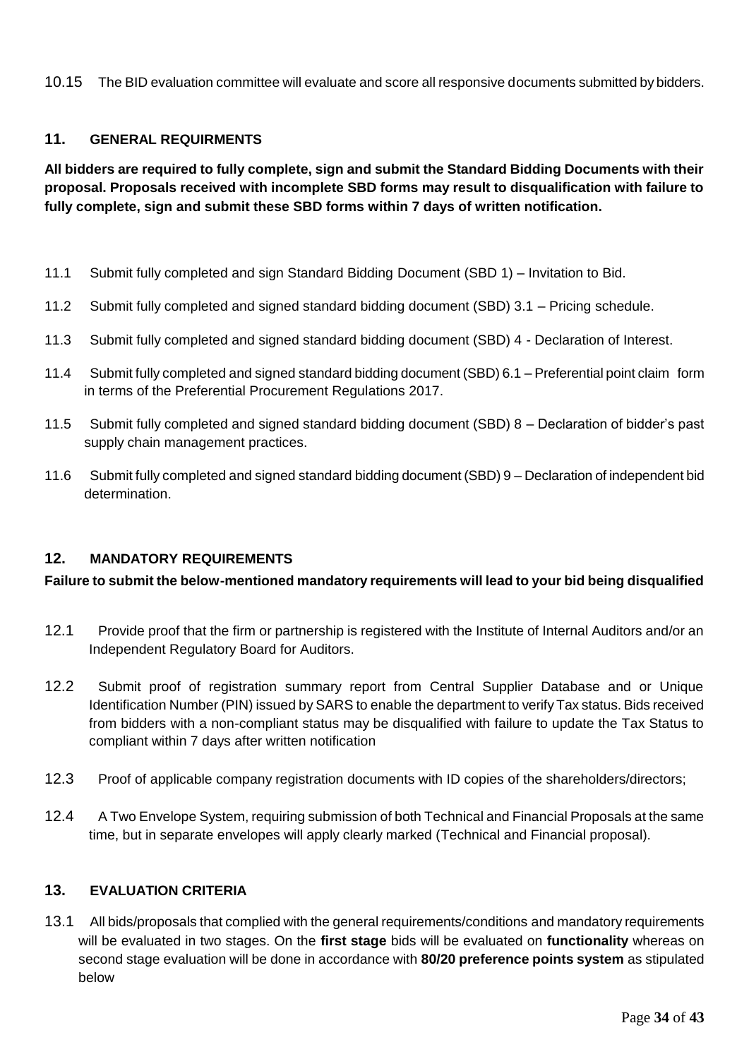10.15 The BID evaluation committee will evaluate and score all responsive documents submitted by bidders.

## 11. GENERAL REQUIRMENTS

**All bidders are required to fully complete, sign and submit the Standard Bidding Documents with their proposal. Proposals received with incomplete SBD forms may result to disqualification with failure to fully complete, sign and submit these SBD forms within 7 days of written notification.**

11.1 Submit fully completed and sign Standard Bidding Document (SBD 1) – Invitation to Bid.

11.2 Submit fully completed and signed standard bidding document (SBD) 3.1 – Pricing schedule.

11.3 Submit fully completed and signed standard bidding document (SBD) 4 - Declaration of Interest.

11.4 Submit fully completed and signed standard bidding document (SBD) 6.1 – Preferential point claim form in terms of the Preferential Procurement Regulations 2017.

11.5 Submit fully completed and signed standard bidding document (SBD) 8 – Declaration of bidder's past supply chain management practices.

11.6 Submit fully completed and signed standard bidding document (SBD) 9 – Declaration of independent bid determination.

## 12. MANDATORY REQUIREMENTS

**Failure to submit the below-mentioned mandatory requirements will lead to your bid being disqualified**

12.1 Provide proof that the firm or partnership is registered with the Institute of Internal Auditors and/or an Independent Regulatory Board for Auditors.

12.2 Submit proof of registration summary report from Central Supplier Database and or Unique Identification Number (PIN) issued by SARS to enable the department to verify Tax status. Bids received from bidders with a non-compliant status may be disqualified with failure to update the Tax Status to compliant within 7 days after written notification

12.3 Proof of applicable company registration documents with ID copies of the shareholders/directors;

12.4 A Two Envelope System, requiring submission of both Technical and Financial Proposals at the same time, but in separate envelopes will apply clearly marked (Technical and Financial proposal).

## 13. EVALUATION CRITERIA

13.1 All bids/proposals that complied with the general requirements/conditions and mandatory requirements will be evaluated in two stages. On the **first stage** bids will be evaluated on **functionality** whereas on second stage evaluation will be done in accordance with **80/20 preference points system** as stipulated below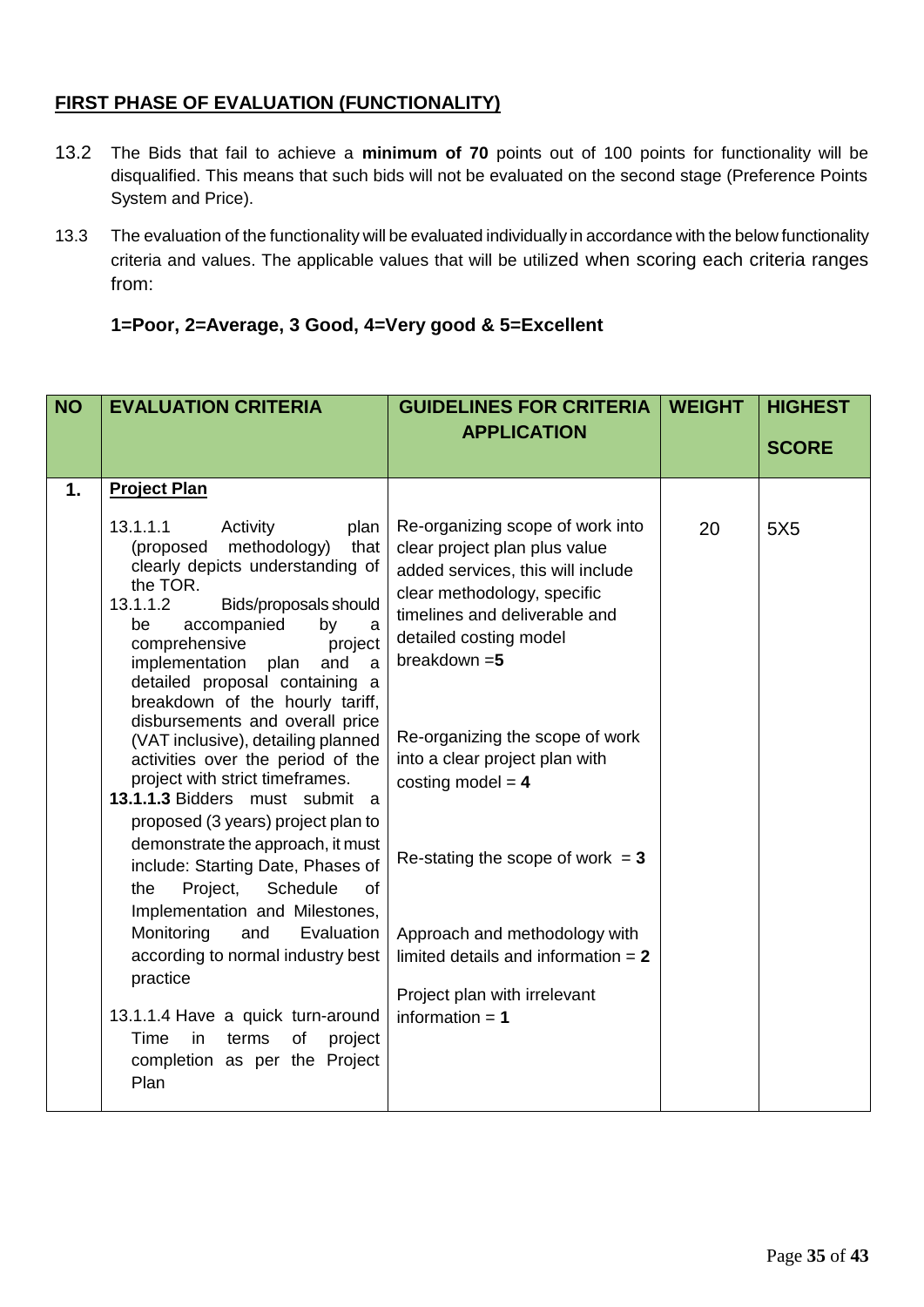## FIRST PHASE OF EVALUATION (FUNCTIONALITY)

13.2 The Bids that fail to achieve a **minimum of 70** points out of 100 points for functionality will be disqualified. This means that such bids will not be evaluated on the second stage (Preference Points System and Price).

13.3 The evaluation of the functionality will be evaluated individually in accordance with the below functionality criteria and values. The applicable values that will be utilized when scoring each criteria ranges from:

**1=Poor, 2=Average, 3 Good, 4=Very good & 5=Excellent**

| NO | EVALUATION CRITERIA | GUIDELINES FOR CRITERIA APPLICATION | WEIGHT | HIGHEST SCORE |
|---|---|---|---|---|
| **1.** | **Project Plan**<br><br>13.1.1.1 Activity plan (proposed methodology) that clearly depicts understanding of the TOR.<br>13.1.1.2 Bids/proposals should be accompanied by a comprehensive project implementation plan and a detailed proposal containing a breakdown of the hourly tariff, disbursements and overall price (VAT inclusive), detailing planned activities over the period of the project with strict timeframes.<br>**13.1.1.3** Bidders must submit a proposed (3 years) project plan to demonstrate the approach, it must include: Starting Date, Phases of the Project, Schedule of Implementation and Milestones, Monitoring and Evaluation according to normal industry best practice<br><br>13.1.1.4 Have a quick turn-around Time in terms of project completion as per the Project Plan | Re-organizing scope of work into clear project plan plus value added services, this will include clear methodology, specific timelines and deliverable and detailed costing model breakdown =**5**<br><br>Re-organizing the scope of work into a clear project plan with costing model = **4**<br><br>Re-stating the scope of work = **3**<br><br>Approach and methodology with limited details and information = **2**<br><br>Project plan with irrelevant information = **1** | 20 | 5X5 |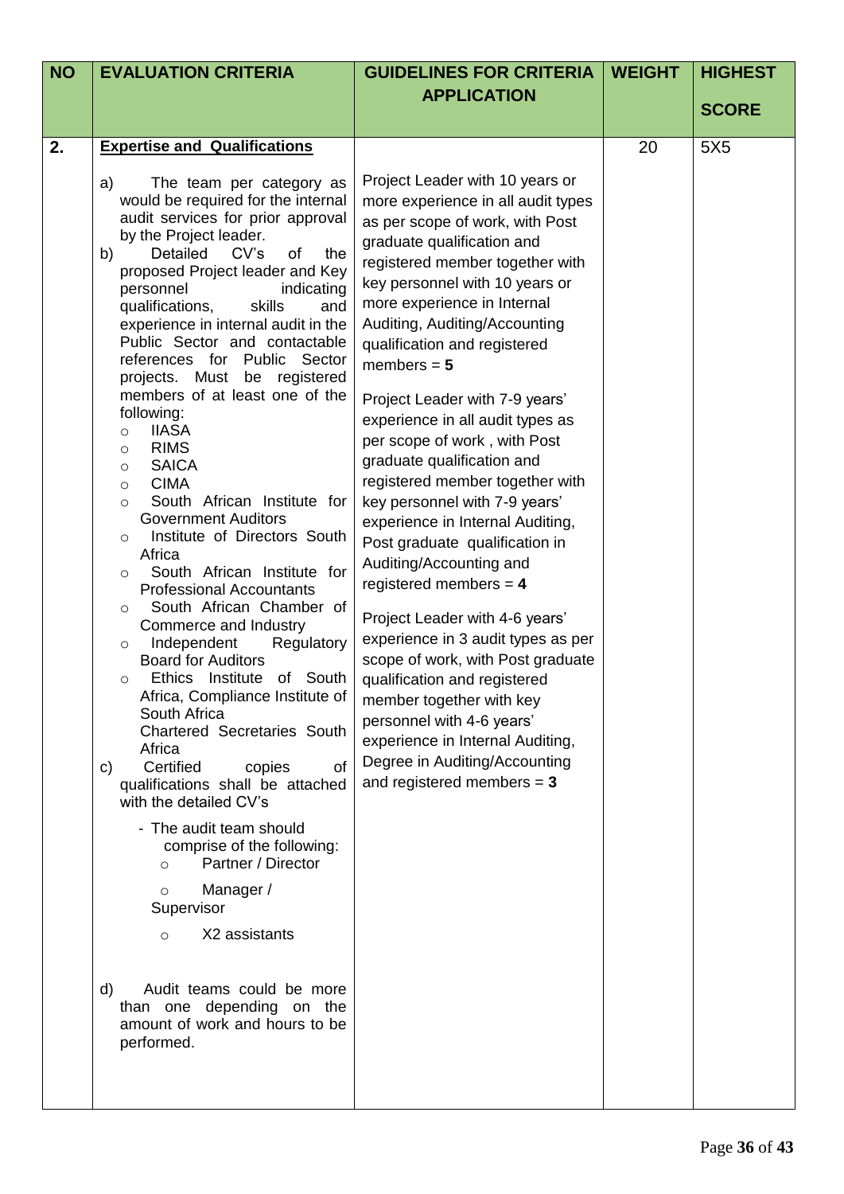| NO | EVALUATION CRITERIA | GUIDELINES FOR CRITERIA APPLICATION | WEIGHT | HIGHEST SCORE |
|---|---|---|---|---|
| **2.** | **Expertise and Qualifications**<br><br>a) The team per category as would be required for the internal audit services for prior approval by the Project leader.<br>b) Detailed CV's of the proposed Project leader and Key personnel indicating qualifications, skills and experience in internal audit in the Public Sector and contactable references for Public Sector projects. Must be registered members of at least one of the following:<br>○ IIASA<br>○ RIMS<br>○ SAICA<br>○ CIMA<br>○ South African Institute for Government Auditors<br>○ Institute of Directors South Africa<br>○ South African Institute for Professional Accountants<br>○ South African Chamber of Commerce and Industry<br>○ Independent Regulatory Board for Auditors<br>○ Ethics Institute of South Africa, Compliance Institute of South Africa Chartered Secretaries South Africa<br>c) Certified copies of qualifications shall be attached with the detailed CV's<br>- The audit team should comprise of the following:<br>○ Partner / Director<br>○ Manager / Supervisor<br>○ X2 assistants<br><br>d) Audit teams could be more than one depending on the amount of work and hours to be performed. | Project Leader with 10 years or more experience in all audit types as per scope of work, with Post graduate qualification and registered member together with key personnel with 10 years or more experience in Internal Auditing, Auditing/Accounting qualification and registered members = **5**<br><br>Project Leader with 7-9 years' experience in all audit types as per scope of work , with Post graduate qualification and registered member together with key personnel with 7-9 years' experience in Internal Auditing, Post graduate qualification in Auditing/Accounting and registered members = **4**<br><br>Project Leader with 4-6 years' experience in 3 audit types as per scope of work, with Post graduate qualification and registered member together with key personnel with 4-6 years' experience in Internal Auditing, Degree in Auditing/Accounting and registered members = **3** | 20 | 5X5 |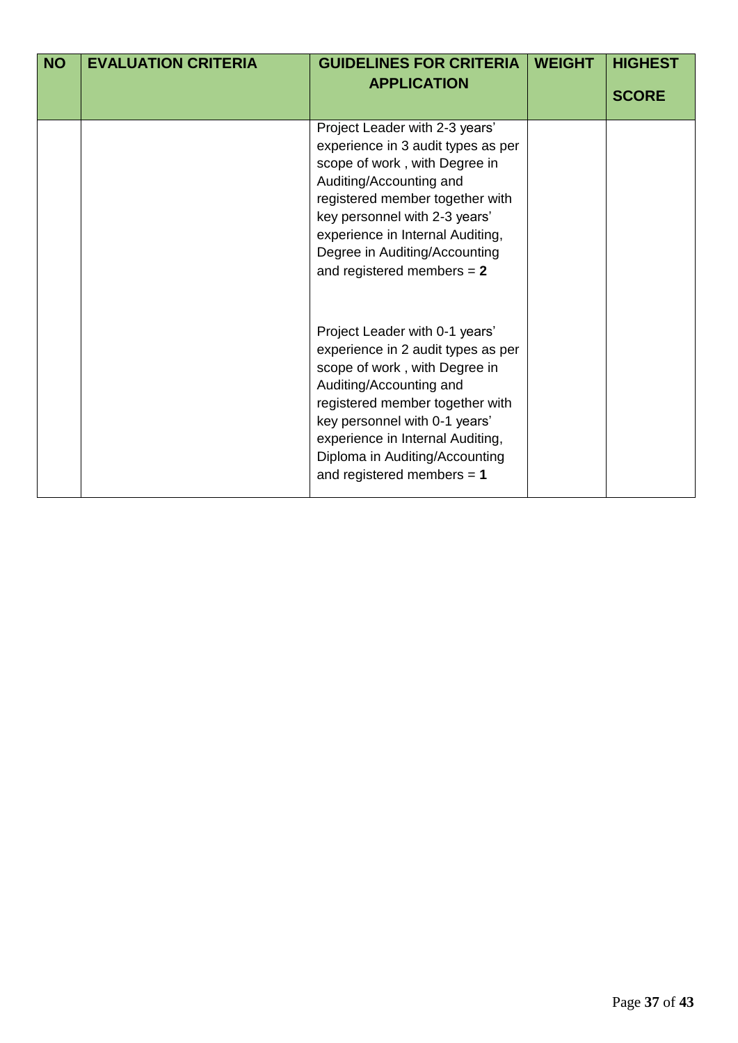| NO | EVALUATION CRITERIA | GUIDELINES FOR CRITERIA APPLICATION | WEIGHT | HIGHEST SCORE |
|---|---|---|---|---|
| | | Project Leader with 2-3 years' experience in 3 audit types as per scope of work , with Degree in Auditing/Accounting and registered member together with key personnel with 2-3 years' experience in Internal Auditing, Degree in Auditing/Accounting and registered members = **2**<br><br>Project Leader with 0-1 years' experience in 2 audit types as per scope of work , with Degree in Auditing/Accounting and registered member together with key personnel with 0-1 years' experience in Internal Auditing, Diploma in Auditing/Accounting and registered members = **1** | | |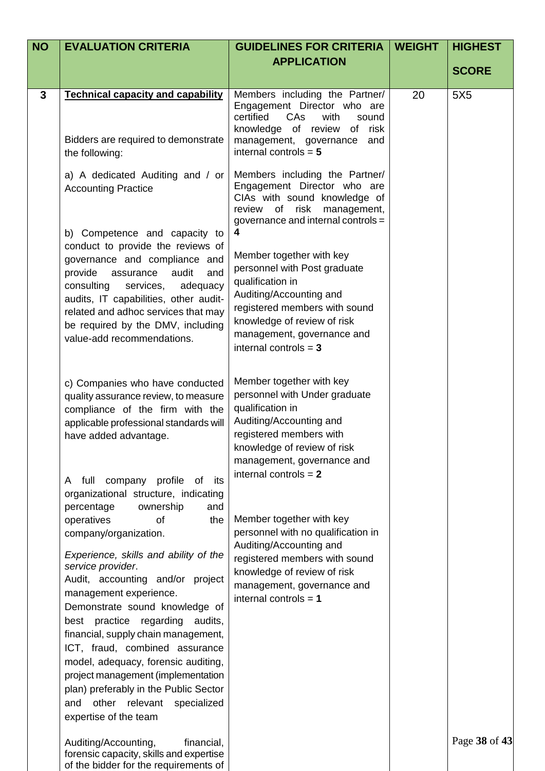| NO | EVALUATION CRITERIA | GUIDELINES FOR CRITERIA APPLICATION | WEIGHT | HIGHEST SCORE |
|---|---|---|---|---|
| 3 | **Technical capacity and capability**<br><br>Bidders are required to demonstrate the following:<br><br>a) A dedicated Auditing and / or Accounting Practice<br><br>b) Competence and capacity to conduct to provide the reviews of governance and compliance and provide assurance audit and consulting services, adequacy audits, IT capabilities, other audit-related and adhoc services that may be required by the DMV, including value-add recommendations.<br><br>c) Companies who have conducted quality assurance review, to measure compliance of the firm with the applicable professional standards will have added advantage.<br><br>A full company profile of its organizational structure, indicating percentage ownership and operatives of the company/organization.<br><br>*Experience, skills and ability of the service provider*.<br>Audit, accounting and/or project management experience.<br>Demonstrate sound knowledge of best practice regarding audits, financial, supply chain management, ICT, fraud, combined assurance model, adequacy, forensic auditing, project management (implementation plan) preferably in the Public Sector and other relevant specialized expertise of the team<br><br>Auditing/Accounting, financial, forensic capacity, skills and expertise of the bidder for the requirements of | Members including the Partner/ Engagement Director who are certified CAs with sound knowledge of review of risk management, governance and internal controls = **5**<br><br>Members including the Partner/ Engagement Director who are CIAs with sound knowledge of review of risk management, governance and internal controls = **4**<br><br>Member together with key personnel with Post graduate qualification in Auditing/Accounting and registered members with sound knowledge of review of risk management, governance and internal controls = **3**<br><br>Member together with key personnel with Under graduate qualification in Auditing/Accounting and registered members with knowledge of review of risk management, governance and internal controls = **2**<br><br>Member together with key personnel with no qualification in Auditing/Accounting and registered members with sound knowledge of review of risk management, governance and internal controls = **1** | 20 | 5X5 |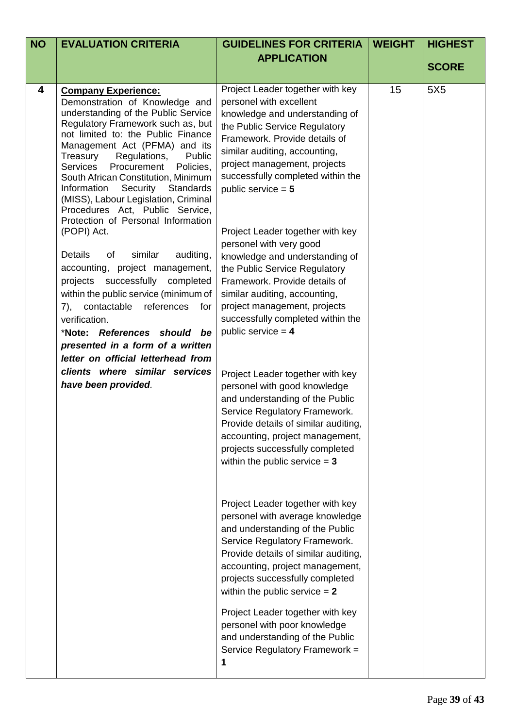| NO | EVALUATION CRITERIA | GUIDELINES FOR CRITERIA APPLICATION | WEIGHT | HIGHEST SCORE |
|---|---|---|---|---|
| 4 | **Company Experience:**<br>Demonstration of Knowledge and understanding of the Public Service Regulatory Framework such as, but not limited to: the Public Finance Management Act (PFMA) and its Treasury Regulations, Public Services Procurement Policies, South African Constitution, Minimum Information Security Standards (MISS), Labour Legislation, Criminal Procedures Act, Public Service, Protection of Personal Information (POPI) Act.<br><br>Details of similar auditing, accounting, project management, projects successfully completed within the public service (minimum of 7), contactable references for verification.<br>*__Note:__ ***References should be presented in a form of a written letter on official letterhead from clients where similar services have been provided***. | Project Leader together with key personel with excellent knowledge and understanding of the Public Service Regulatory Framework. Provide details of similar auditing, accounting, project management, projects successfully completed within the public service = **5**<br><br>Project Leader together with key personel with very good knowledge and understanding of the Public Service Regulatory Framework. Provide details of similar auditing, accounting, project management, projects successfully completed within the public service = **4**<br><br>Project Leader together with key personel with good knowledge and understanding of the Public Service Regulatory Framework. Provide details of similar auditing, accounting, project management, projects successfully completed within the public service = **3**<br><br>Project Leader together with key personel with average knowledge and understanding of the Public Service Regulatory Framework. Provide details of similar auditing, accounting, project management, projects successfully completed within the public service = **2**<br><br>Project Leader together with key personel with poor knowledge and understanding of the Public Service Regulatory Framework = **1** | 15 | 5X5 |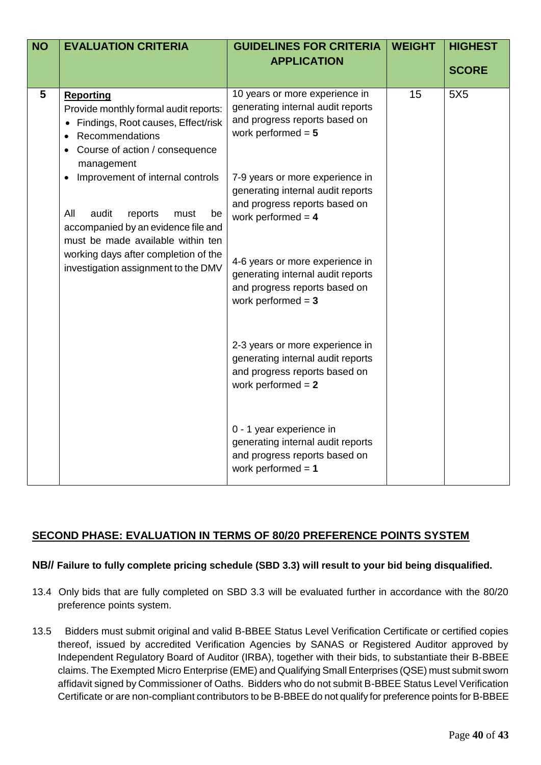| NO | EVALUATION CRITERIA | GUIDELINES FOR CRITERIA APPLICATION | WEIGHT | HIGHEST SCORE |
|---|---|---|---|---|
| 5 | **Reporting**<br>Provide monthly formal audit reports:<br>• Findings, Root causes, Effect/risk<br>• Recommendations<br>• Course of action / consequence management<br>• Improvement of internal controls<br><br>All audit reports must be accompanied by an evidence file and must be made available within ten working days after completion of the investigation assignment to the DMV | 10 years or more experience in generating internal audit reports and progress reports based on work performed = **5**<br><br>7-9 years or more experience in generating internal audit reports and progress reports based on work performed = **4**<br><br>4-6 years or more experience in generating internal audit reports and progress reports based on work performed = **3**<br><br>2-3 years or more experience in generating internal audit reports and progress reports based on work performed = **2**<br><br>0 - 1 year experience in generating internal audit reports and progress reports based on work performed = **1** | 15 | 5X5 |

## SECOND PHASE: EVALUATION IN TERMS OF 80/20 PREFERENCE POINTS SYSTEM

**NB// Failure to fully complete pricing schedule (SBD 3.3) will result to your bid being disqualified.**

13.4 Only bids that are fully completed on SBD 3.3 will be evaluated further in accordance with the 80/20 preference points system.

13.5 Bidders must submit original and valid B-BBEE Status Level Verification Certificate or certified copies thereof, issued by accredited Verification Agencies by SANAS or Registered Auditor approved by Independent Regulatory Board of Auditor (IRBA), together with their bids, to substantiate their B-BBEE claims. The Exempted Micro Enterprise (EME) and Qualifying Small Enterprises (QSE) must submit sworn affidavit signed by Commissioner of Oaths. Bidders who do not submit B-BBEE Status Level Verification Certificate or are non-compliant contributors to be B-BBEE do not qualify for preference points for B-BBEE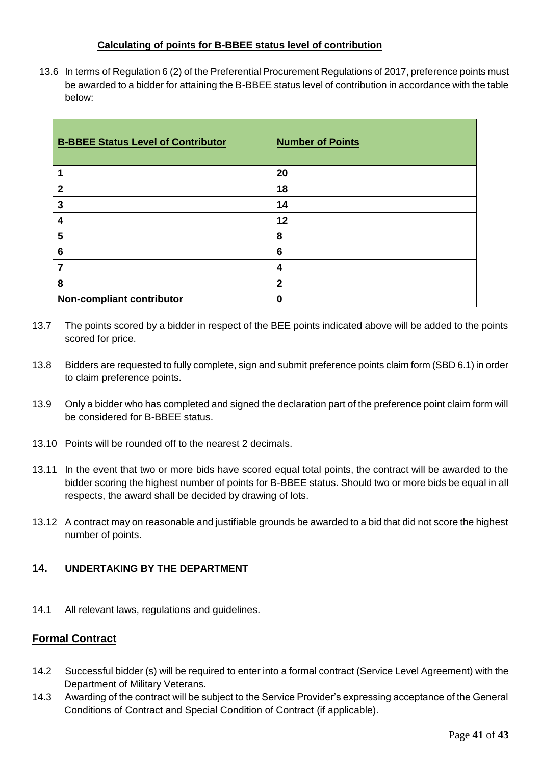**Calculating of points for B-BBEE status level of contribution**

13.6 In terms of Regulation 6 (2) of the Preferential Procurement Regulations of 2017, preference points must be awarded to a bidder for attaining the B-BBEE status level of contribution in accordance with the table below:

| B-BBEE Status Level of Contributor | Number of Points |
|---|---|
| 1 | 20 |
| 2 | 18 |
| 3 | 14 |
| 4 | 12 |
| 5 | 8 |
| 6 | 6 |
| 7 | 4 |
| 8 | 2 |
| Non-compliant contributor | 0 |

13.7 The points scored by a bidder in respect of the BEE points indicated above will be added to the points scored for price.

13.8 Bidders are requested to fully complete, sign and submit preference points claim form (SBD 6.1) in order to claim preference points.

13.9 Only a bidder who has completed and signed the declaration part of the preference point claim form will be considered for B-BBEE status.

13.10 Points will be rounded off to the nearest 2 decimals.

13.11 In the event that two or more bids have scored equal total points, the contract will be awarded to the bidder scoring the highest number of points for B-BBEE status. Should two or more bids be equal in all respects, the award shall be decided by drawing of lots.

13.12 A contract may on reasonable and justifiable grounds be awarded to a bid that did not score the highest number of points.

## 14. UNDERTAKING BY THE DEPARTMENT

14.1 All relevant laws, regulations and guidelines.

**Formal Contract**

14.2 Successful bidder (s) will be required to enter into a formal contract (Service Level Agreement) with the Department of Military Veterans.

14.3 Awarding of the contract will be subject to the Service Provider's expressing acceptance of the General Conditions of Contract and Special Condition of Contract (if applicable).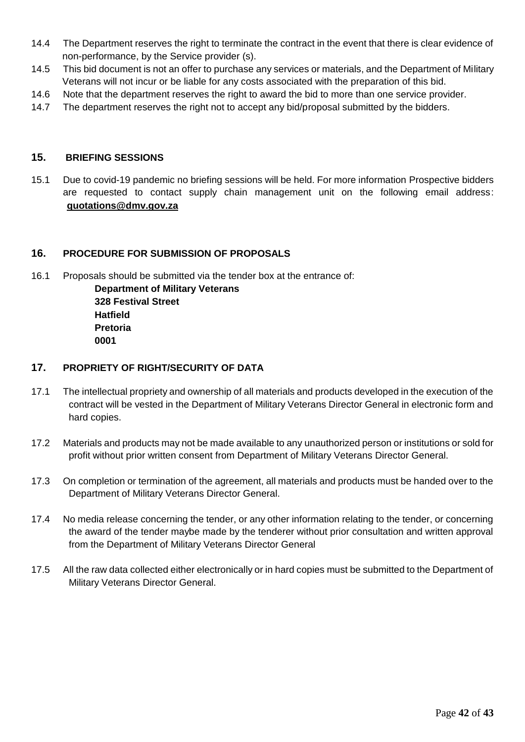14.4 The Department reserves the right to terminate the contract in the event that there is clear evidence of non-performance, by the Service provider (s).

14.5 This bid document is not an offer to purchase any services or materials, and the Department of Military Veterans will not incur or be liable for any costs associated with the preparation of this bid.

14.6 Note that the department reserves the right to award the bid to more than one service provider.

14.7 The department reserves the right not to accept any bid/proposal submitted by the bidders.

## 15. BRIEFING SESSIONS

15.1 Due to covid-19 pandemic no briefing sessions will be held. For more information Prospective bidders are requested to contact supply chain management unit on the following email address: **quotations@dmv.gov.za**

## 16. PROCEDURE FOR SUBMISSION OF PROPOSALS

16.1 Proposals should be submitted via the tender box at the entrance of:

**Department of Military Veterans**
**328 Festival Street**
**Hatfield**
**Pretoria**
**0001**

## 17. PROPRIETY OF RIGHT/SECURITY OF DATA

17.1 The intellectual propriety and ownership of all materials and products developed in the execution of the contract will be vested in the Department of Military Veterans Director General in electronic form and hard copies.

17.2 Materials and products may not be made available to any unauthorized person or institutions or sold for profit without prior written consent from Department of Military Veterans Director General.

17.3 On completion or termination of the agreement, all materials and products must be handed over to the Department of Military Veterans Director General.

17.4 No media release concerning the tender, or any other information relating to the tender, or concerning the award of the tender maybe made by the tenderer without prior consultation and written approval from the Department of Military Veterans Director General

17.5 All the raw data collected either electronically or in hard copies must be submitted to the Department of Military Veterans Director General.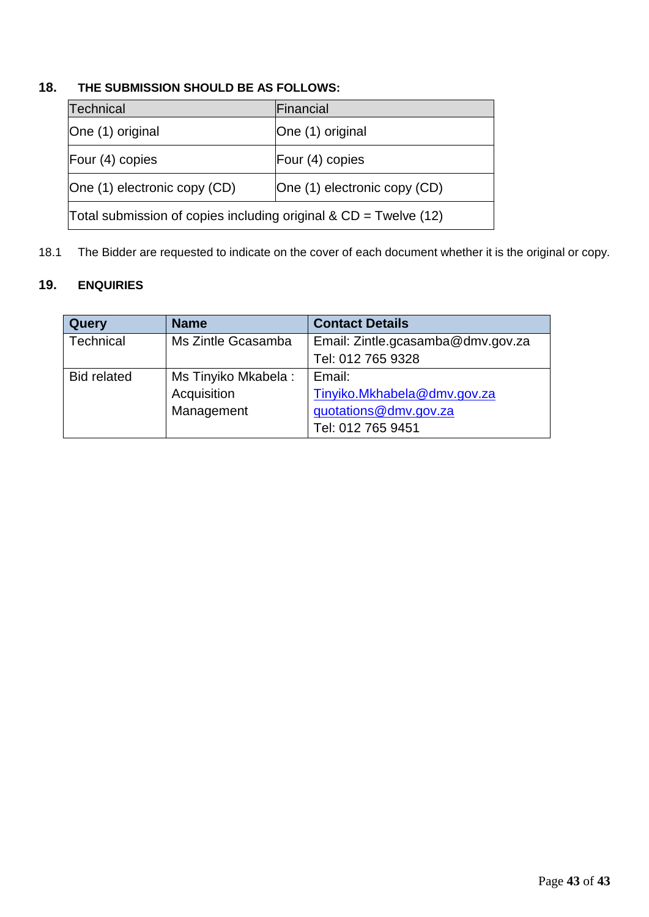## 18. THE SUBMISSION SHOULD BE AS FOLLOWS:

| Technical | Financial |
|---|---|
| One (1) original | One (1) original |
| Four (4) copies | Four (4) copies |
| One (1) electronic copy (CD) | One (1) electronic copy (CD) |
| Total submission of copies including original & CD = Twelve (12) | |

18.1 The Bidder are requested to indicate on the cover of each document whether it is the original or copy.

## 19. ENQUIRIES

| Query | Name | Contact Details |
|---|---|---|
| Technical | Ms Zintle Gcasamba | Email: Zintle.gcasamba@dmv.gov.za<br>Tel: 012 765 9328 |
| Bid related | Ms Tinyiko Mkabela : Acquisition Management | Email:<br>Tinyiko.Mkhabela@dmv.gov.za<br>quotations@dmv.gov.za<br>Tel: 012 765 9451 |